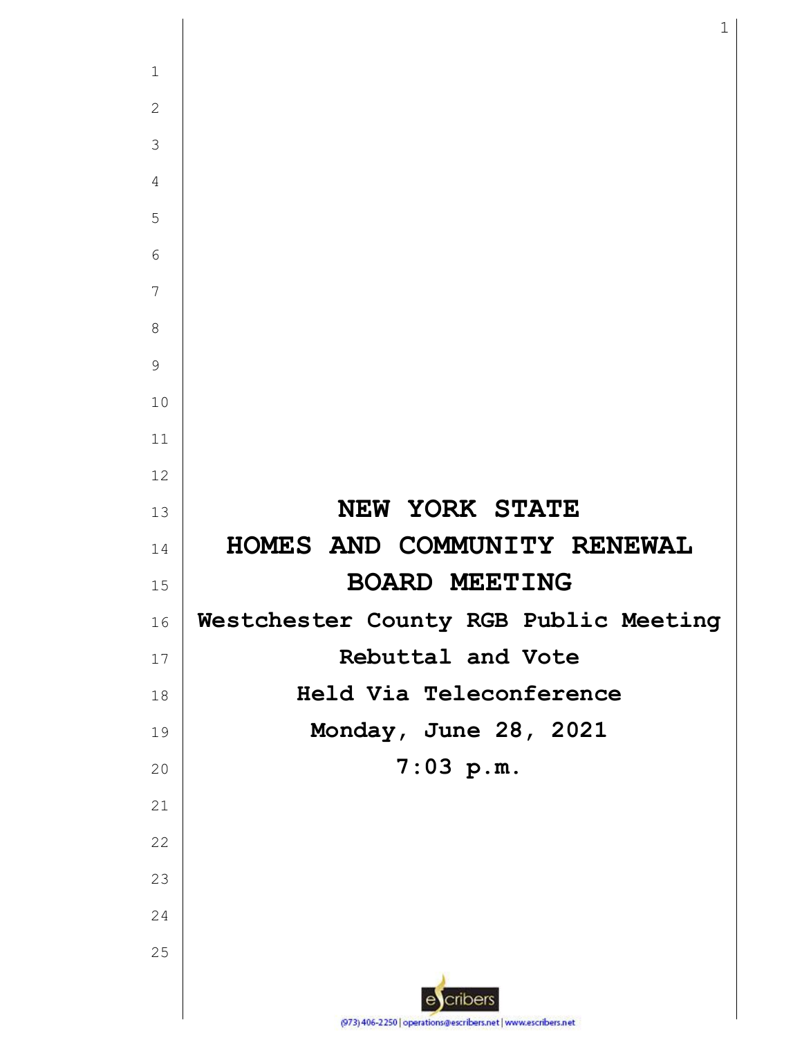# NEW YORK STATE
# HOMES AND COMMUNITY RENEWAL
# BOARD MEETING

**Westchester County RGB Public Meeting**

**Rebuttal and Vote**

**Held Via Teleconference**

**Monday, June 28, 2021**

**7:03 p.m.**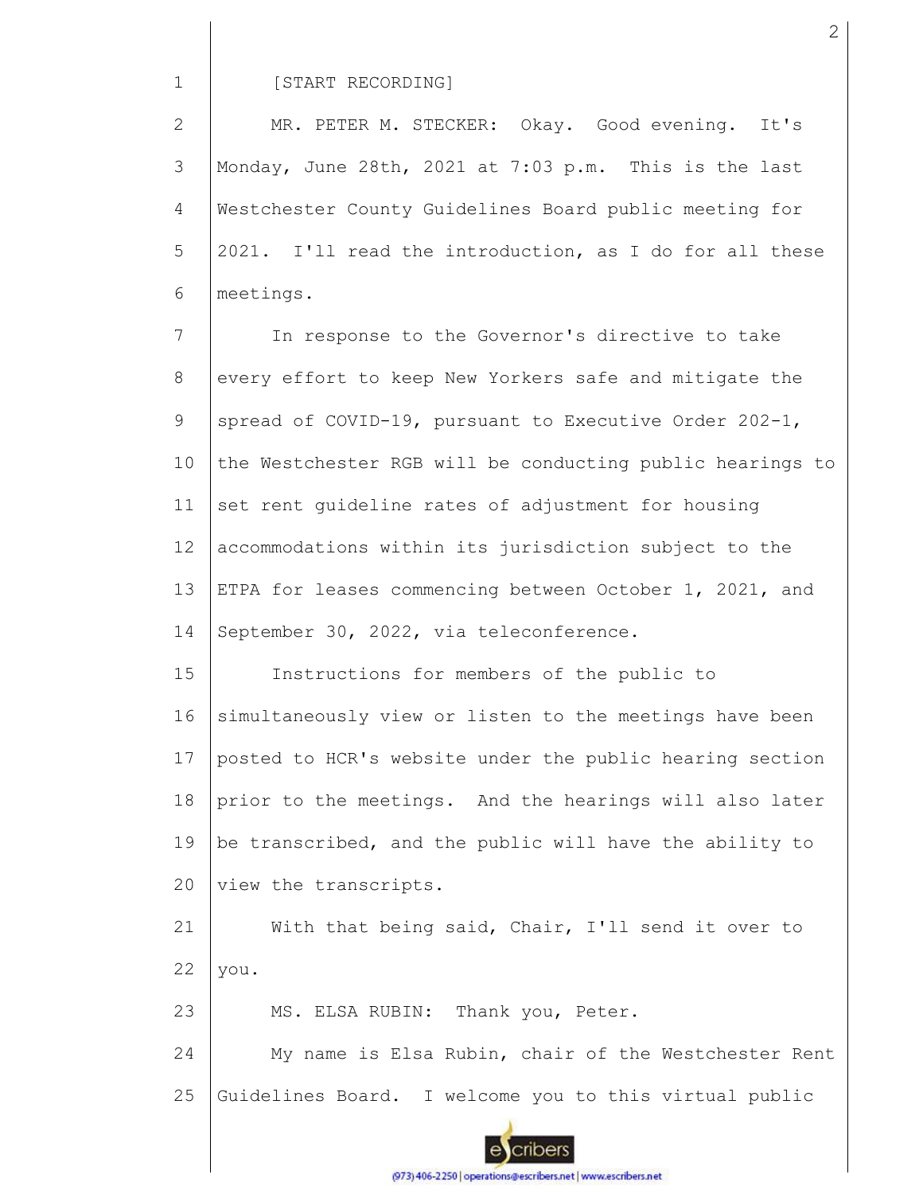[START RECORDING]

MR. PETER M. STECKER: Okay. Good evening. It's Monday, June 28th, 2021 at 7:03 p.m. This is the last Westchester County Guidelines Board public meeting for 2021. I'll read the introduction, as I do for all these meetings.

In response to the Governor's directive to take every effort to keep New Yorkers safe and mitigate the spread of COVID-19, pursuant to Executive Order 202-1, the Westchester RGB will be conducting public hearings to set rent guideline rates of adjustment for housing accommodations within its jurisdiction subject to the ETPA for leases commencing between October 1, 2021, and September 30, 2022, via teleconference.

Instructions for members of the public to simultaneously view or listen to the meetings have been posted to HCR's website under the public hearing section prior to the meetings. And the hearings will also later be transcribed, and the public will have the ability to view the transcripts.

With that being said, Chair, I'll send it over to you.

MS. ELSA RUBIN: Thank you, Peter.

My name is Elsa Rubin, chair of the Westchester Rent Guidelines Board. I welcome you to this virtual public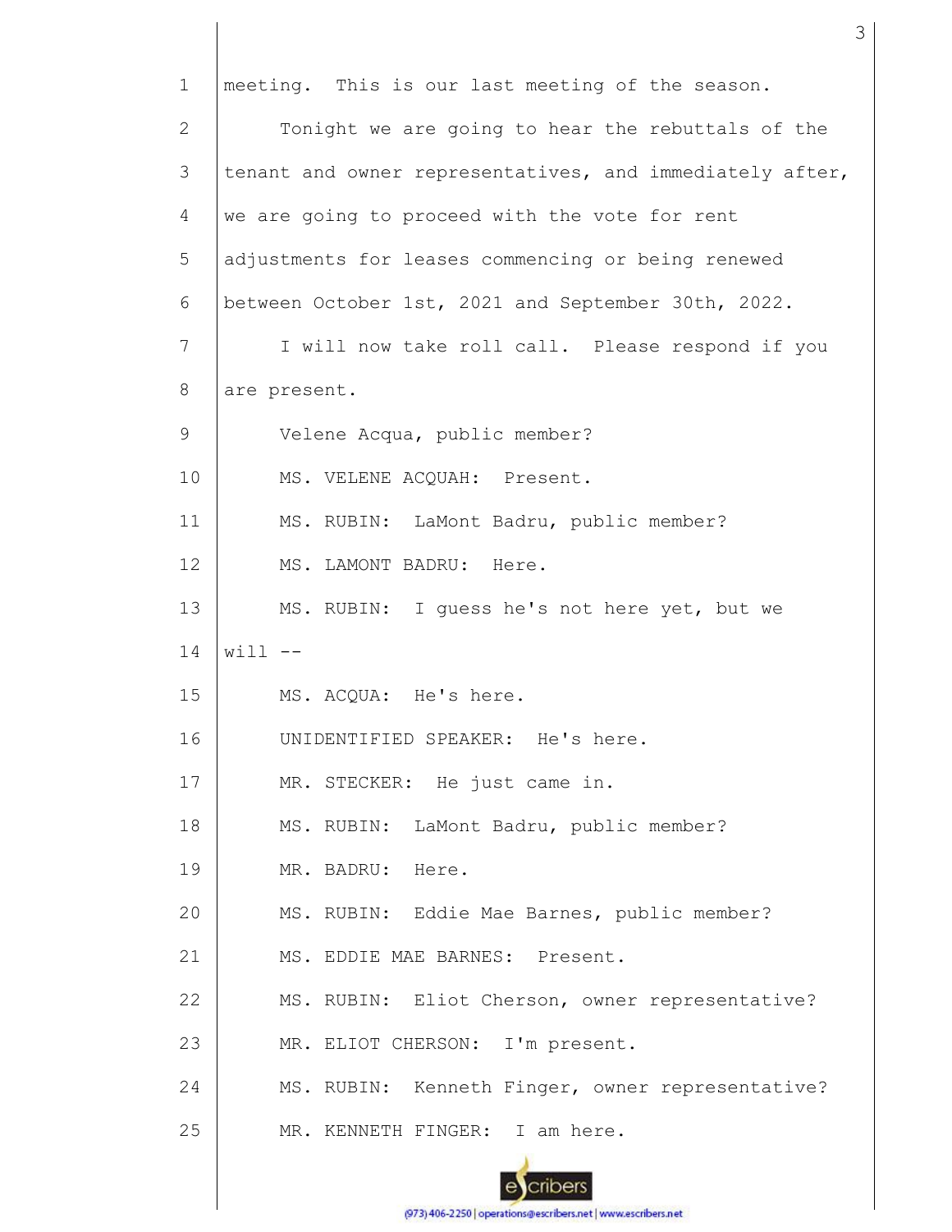1 meeting. This is our last meeting of the season.

2 Tonight we are going to hear the rebuttals of the

3 tenant and owner representatives, and immediately after,

4 we are going to proceed with the vote for rent

5 adjustments for leases commencing or being renewed

6 between October 1st, 2021 and September 30th, 2022.

7 I will now take roll call. Please respond if you

8 are present.

9 Velene Acqua, public member?

10 MS. VELENE ACQUAH: Present.

11 MS. RUBIN: LaMont Badru, public member?

12 MS. LAMONT BADRU: Here.

13 MS. RUBIN: I guess he's not here yet, but we

14 will --

15 MS. ACQUA: He's here.

16 UNIDENTIFIED SPEAKER: He's here.

17 MR. STECKER: He just came in.

18 MS. RUBIN: LaMont Badru, public member?

19 MR. BADRU: Here.

20 MS. RUBIN: Eddie Mae Barnes, public member?

21 MS. EDDIE MAE BARNES: Present.

22 MS. RUBIN: Eliot Cherson, owner representative?

23 MR. ELIOT CHERSON: I'm present.

24 MS. RUBIN: Kenneth Finger, owner representative?

25 MR. KENNETH FINGER: I am here.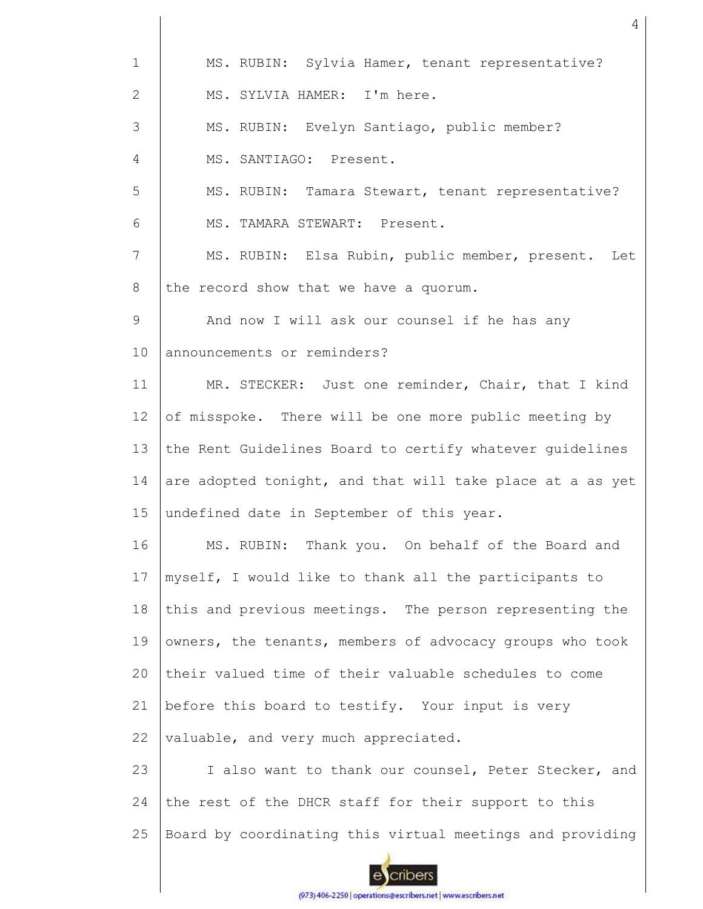MS. RUBIN: Sylvia Hamer, tenant representative?

MS. SYLVIA HAMER: I'm here.

MS. RUBIN: Evelyn Santiago, public member?

MS. SANTIAGO: Present.

MS. RUBIN: Tamara Stewart, tenant representative?

MS. TAMARA STEWART: Present.

MS. RUBIN: Elsa Rubin, public member, present. Let the record show that we have a quorum.

And now I will ask our counsel if he has any announcements or reminders?

MR. STECKER: Just one reminder, Chair, that I kind of misspoke. There will be one more public meeting by the Rent Guidelines Board to certify whatever guidelines are adopted tonight, and that will take place at a as yet undefined date in September of this year.

MS. RUBIN: Thank you. On behalf of the Board and myself, I would like to thank all the participants to this and previous meetings. The person representing the owners, the tenants, members of advocacy groups who took their valued time of their valuable schedules to come before this board to testify. Your input is very valuable, and very much appreciated.

I also want to thank our counsel, Peter Stecker, and the rest of the DHCR staff for their support to this Board by coordinating this virtual meetings and providing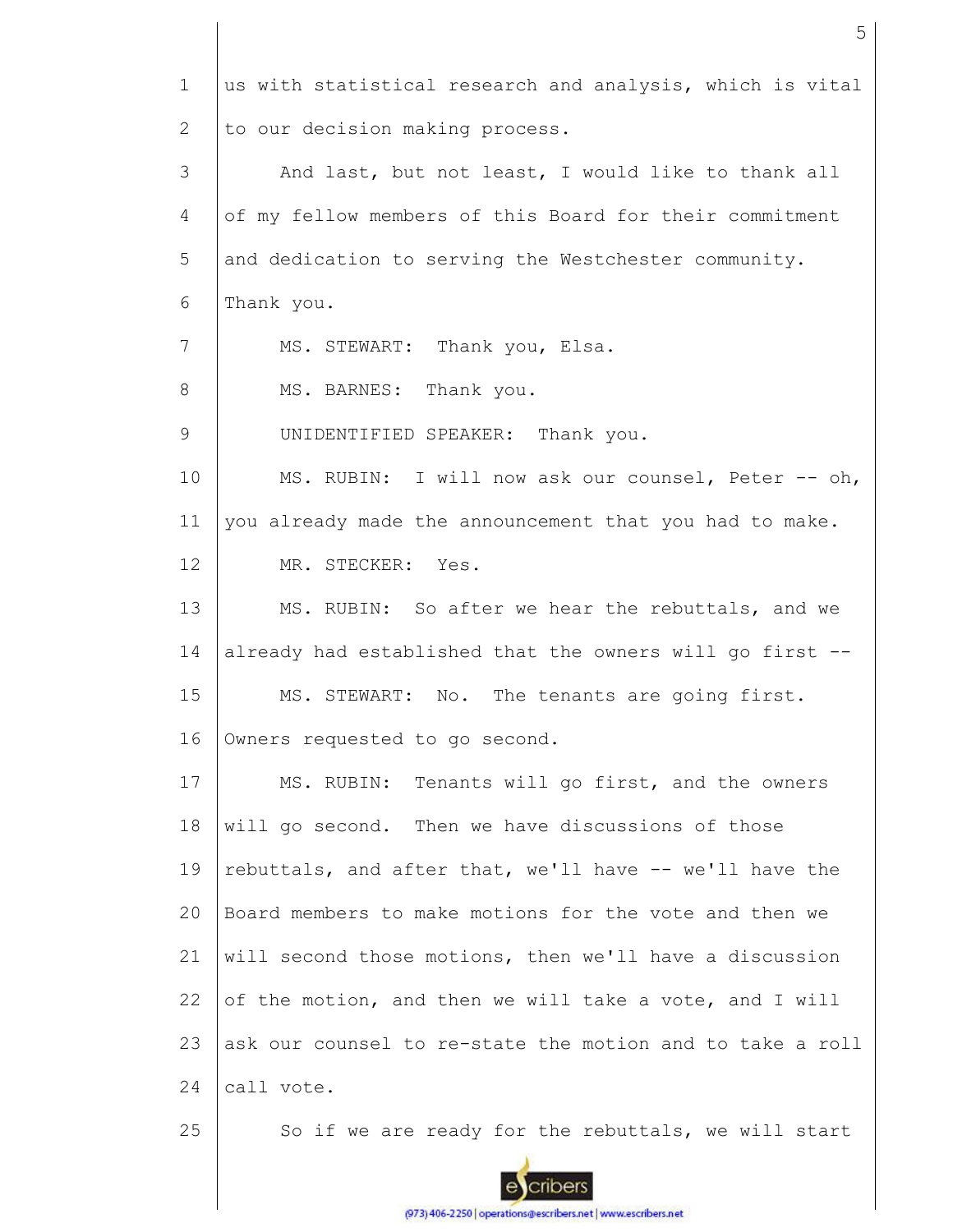us with statistical research and analysis, which is vital to our decision making process.

And last, but not least, I would like to thank all of my fellow members of this Board for their commitment and dedication to serving the Westchester community. Thank you.

MS. STEWART: Thank you, Elsa.

MS. BARNES: Thank you.

UNIDENTIFIED SPEAKER: Thank you.

MS. RUBIN: I will now ask our counsel, Peter -- oh, you already made the announcement that you had to make.

MR. STECKER: Yes.

MS. RUBIN: So after we hear the rebuttals, and we already had established that the owners will go first --

MS. STEWART: No. The tenants are going first. Owners requested to go second.

MS. RUBIN: Tenants will go first, and the owners will go second. Then we have discussions of those rebuttals, and after that, we'll have -- we'll have the Board members to make motions for the vote and then we will second those motions, then we'll have a discussion of the motion, and then we will take a vote, and I will ask our counsel to re-state the motion and to take a roll call vote.

So if we are ready for the rebuttals, we will start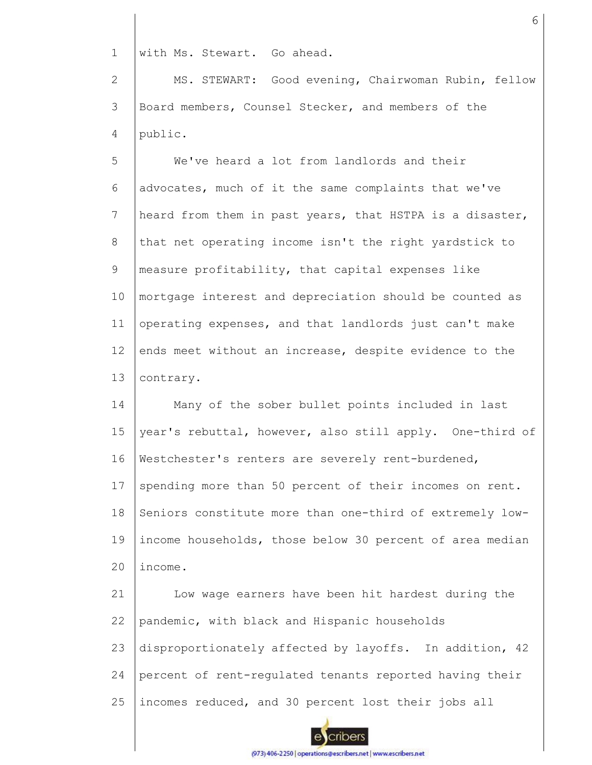with Ms. Stewart. Go ahead.

MS. STEWART: Good evening, Chairwoman Rubin, fellow Board members, Counsel Stecker, and members of the public.

We've heard a lot from landlords and their advocates, much of it the same complaints that we've heard from them in past years, that HSTPA is a disaster, that net operating income isn't the right yardstick to measure profitability, that capital expenses like mortgage interest and depreciation should be counted as operating expenses, and that landlords just can't make ends meet without an increase, despite evidence to the contrary.

Many of the sober bullet points included in last year's rebuttal, however, also still apply. One-third of Westchester's renters are severely rent-burdened, spending more than 50 percent of their incomes on rent. Seniors constitute more than one-third of extremely low-income households, those below 30 percent of area median income.

Low wage earners have been hit hardest during the pandemic, with black and Hispanic households disproportionately affected by layoffs. In addition, 42 percent of rent-regulated tenants reported having their incomes reduced, and 30 percent lost their jobs all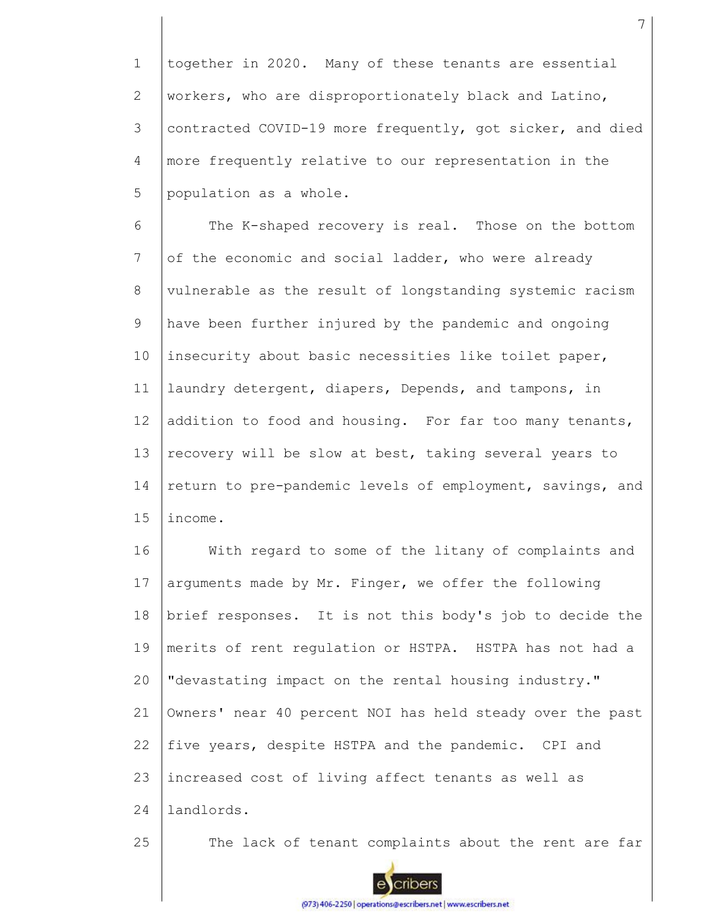together in 2020. Many of these tenants are essential workers, who are disproportionately black and Latino, contracted COVID-19 more frequently, got sicker, and died more frequently relative to our representation in the population as a whole.

The K-shaped recovery is real. Those on the bottom of the economic and social ladder, who were already vulnerable as the result of longstanding systemic racism have been further injured by the pandemic and ongoing insecurity about basic necessities like toilet paper, laundry detergent, diapers, Depends, and tampons, in addition to food and housing. For far too many tenants, recovery will be slow at best, taking several years to return to pre-pandemic levels of employment, savings, and income.

With regard to some of the litany of complaints and arguments made by Mr. Finger, we offer the following brief responses. It is not this body's job to decide the merits of rent regulation or HSTPA. HSTPA has not had a "devastating impact on the rental housing industry." Owners' near 40 percent NOI has held steady over the past five years, despite HSTPA and the pandemic. CPI and increased cost of living affect tenants as well as landlords.

The lack of tenant complaints about the rent are far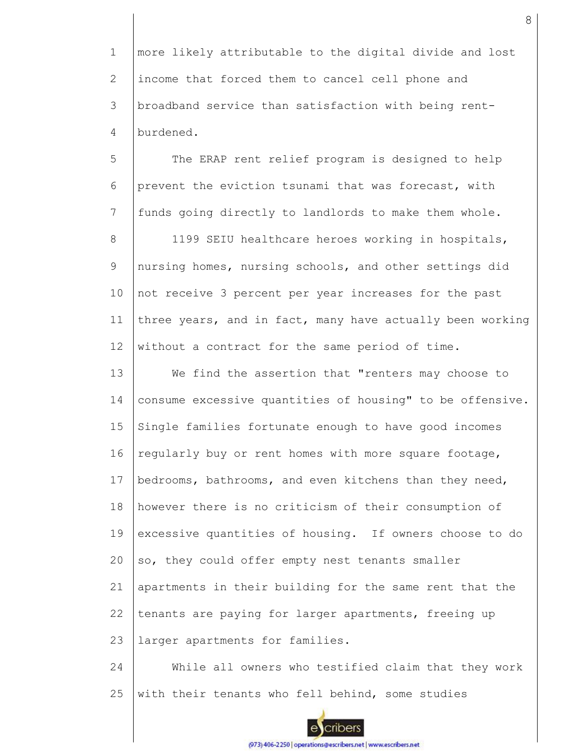more likely attributable to the digital divide and lost income that forced them to cancel cell phone and broadband service than satisfaction with being rent-burdened.

The ERAP rent relief program is designed to help prevent the eviction tsunami that was forecast, with funds going directly to landlords to make them whole.

1199 SEIU healthcare heroes working in hospitals, nursing homes, nursing schools, and other settings did not receive 3 percent per year increases for the past three years, and in fact, many have actually been working without a contract for the same period of time.

We find the assertion that "renters may choose to consume excessive quantities of housing" to be offensive. Single families fortunate enough to have good incomes regularly buy or rent homes with more square footage, bedrooms, bathrooms, and even kitchens than they need, however there is no criticism of their consumption of excessive quantities of housing. If owners choose to do so, they could offer empty nest tenants smaller apartments in their building for the same rent that the tenants are paying for larger apartments, freeing up larger apartments for families.

While all owners who testified claim that they work with their tenants who fell behind, some studies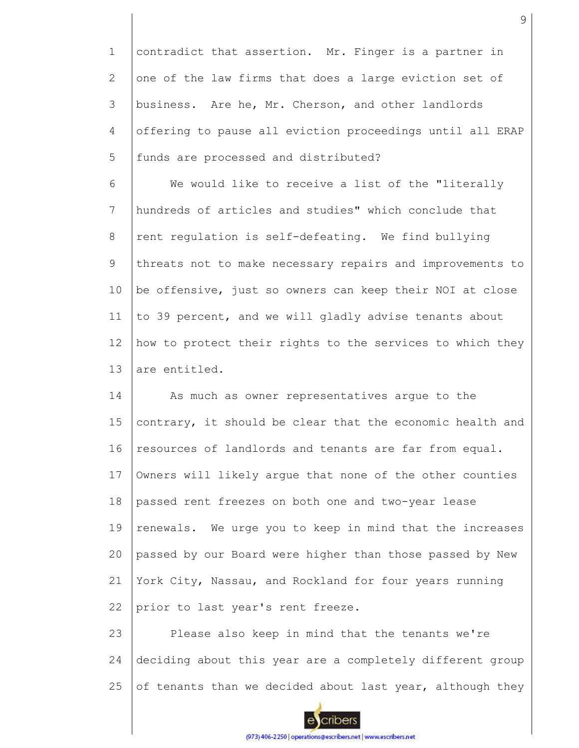contradict that assertion. Mr. Finger is a partner in one of the law firms that does a large eviction set of business. Are he, Mr. Cherson, and other landlords offering to pause all eviction proceedings until all ERAP funds are processed and distributed?

We would like to receive a list of the "literally hundreds of articles and studies" which conclude that rent regulation is self-defeating. We find bullying threats not to make necessary repairs and improvements to be offensive, just so owners can keep their NOI at close to 39 percent, and we will gladly advise tenants about how to protect their rights to the services to which they are entitled.

As much as owner representatives argue to the contrary, it should be clear that the economic health and resources of landlords and tenants are far from equal. Owners will likely argue that none of the other counties passed rent freezes on both one and two-year lease renewals. We urge you to keep in mind that the increases passed by our Board were higher than those passed by New York City, Nassau, and Rockland for four years running prior to last year's rent freeze.

Please also keep in mind that the tenants we're deciding about this year are a completely different group of tenants than we decided about last year, although they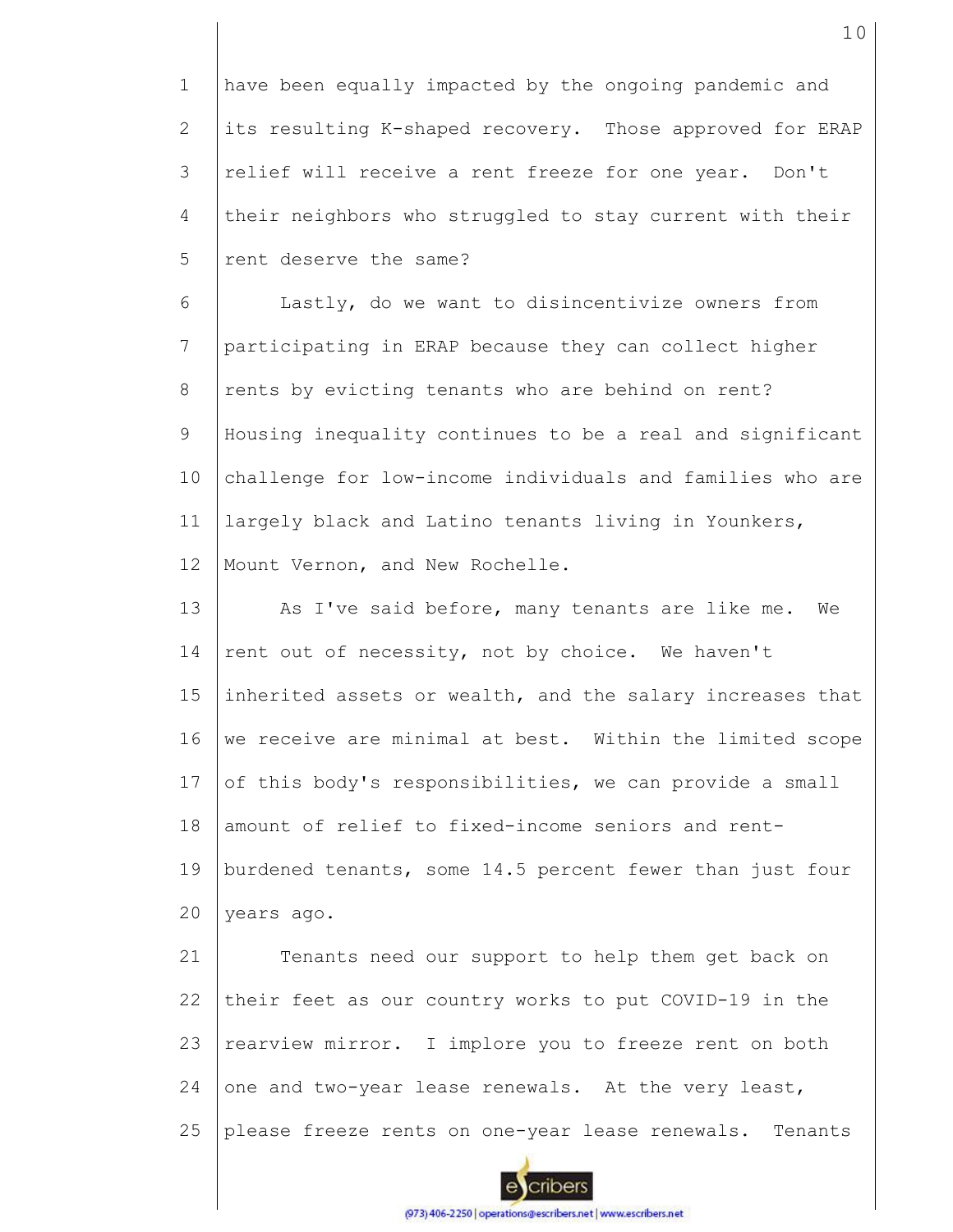have been equally impacted by the ongoing pandemic and its resulting K-shaped recovery. Those approved for ERAP relief will receive a rent freeze for one year. Don't their neighbors who struggled to stay current with their rent deserve the same?

Lastly, do we want to disincentivize owners from participating in ERAP because they can collect higher rents by evicting tenants who are behind on rent? Housing inequality continues to be a real and significant challenge for low-income individuals and families who are largely black and Latino tenants living in Younkers, Mount Vernon, and New Rochelle.

As I've said before, many tenants are like me. We rent out of necessity, not by choice. We haven't inherited assets or wealth, and the salary increases that we receive are minimal at best. Within the limited scope of this body's responsibilities, we can provide a small amount of relief to fixed-income seniors and rent-burdened tenants, some 14.5 percent fewer than just four years ago.

Tenants need our support to help them get back on their feet as our country works to put COVID-19 in the rearview mirror. I implore you to freeze rent on both one and two-year lease renewals. At the very least, please freeze rents on one-year lease renewals. Tenants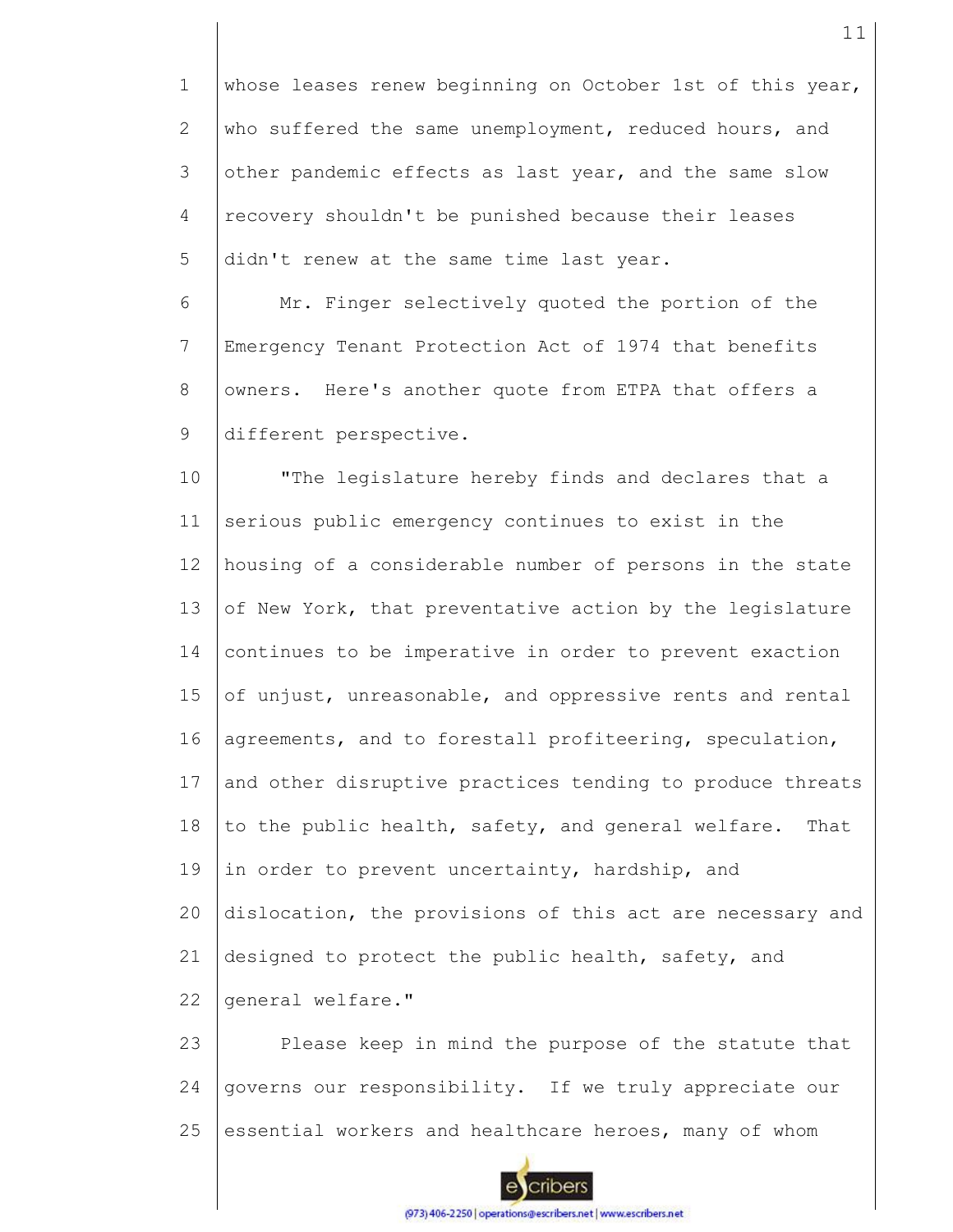whose leases renew beginning on October 1st of this year, who suffered the same unemployment, reduced hours, and other pandemic effects as last year, and the same slow recovery shouldn't be punished because their leases didn't renew at the same time last year.

Mr. Finger selectively quoted the portion of the Emergency Tenant Protection Act of 1974 that benefits owners. Here's another quote from ETPA that offers a different perspective.

"The legislature hereby finds and declares that a serious public emergency continues to exist in the housing of a considerable number of persons in the state of New York, that preventative action by the legislature continues to be imperative in order to prevent exaction of unjust, unreasonable, and oppressive rents and rental agreements, and to forestall profiteering, speculation, and other disruptive practices tending to produce threats to the public health, safety, and general welfare. That in order to prevent uncertainty, hardship, and dislocation, the provisions of this act are necessary and designed to protect the public health, safety, and general welfare."

Please keep in mind the purpose of the statute that governs our responsibility. If we truly appreciate our essential workers and healthcare heroes, many of whom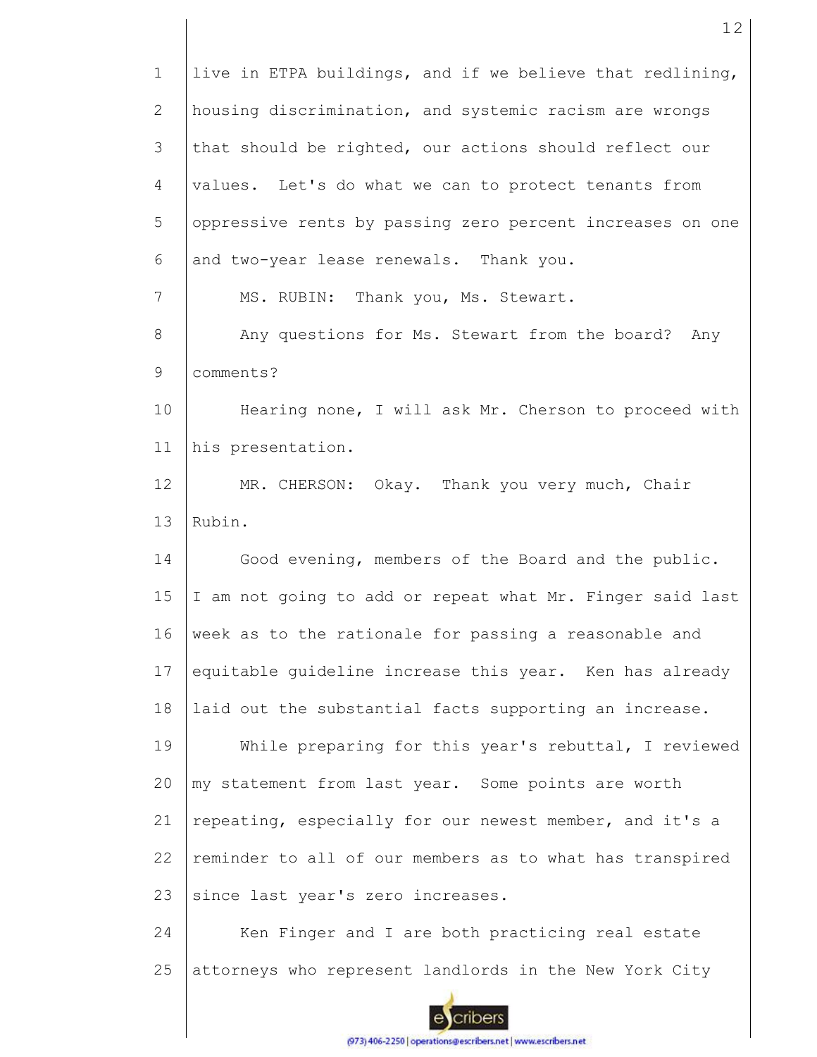live in ETPA buildings, and if we believe that redlining, housing discrimination, and systemic racism are wrongs that should be righted, our actions should reflect our values. Let's do what we can to protect tenants from oppressive rents by passing zero percent increases on one and two-year lease renewals. Thank you.

MS. RUBIN: Thank you, Ms. Stewart.

Any questions for Ms. Stewart from the board? Any comments?

Hearing none, I will ask Mr. Cherson to proceed with his presentation.

MR. CHERSON: Okay. Thank you very much, Chair Rubin.

Good evening, members of the Board and the public. I am not going to add or repeat what Mr. Finger said last week as to the rationale for passing a reasonable and equitable guideline increase this year. Ken has already laid out the substantial facts supporting an increase.

While preparing for this year's rebuttal, I reviewed my statement from last year. Some points are worth repeating, especially for our newest member, and it's a reminder to all of our members as to what has transpired since last year's zero increases.

Ken Finger and I are both practicing real estate attorneys who represent landlords in the New York City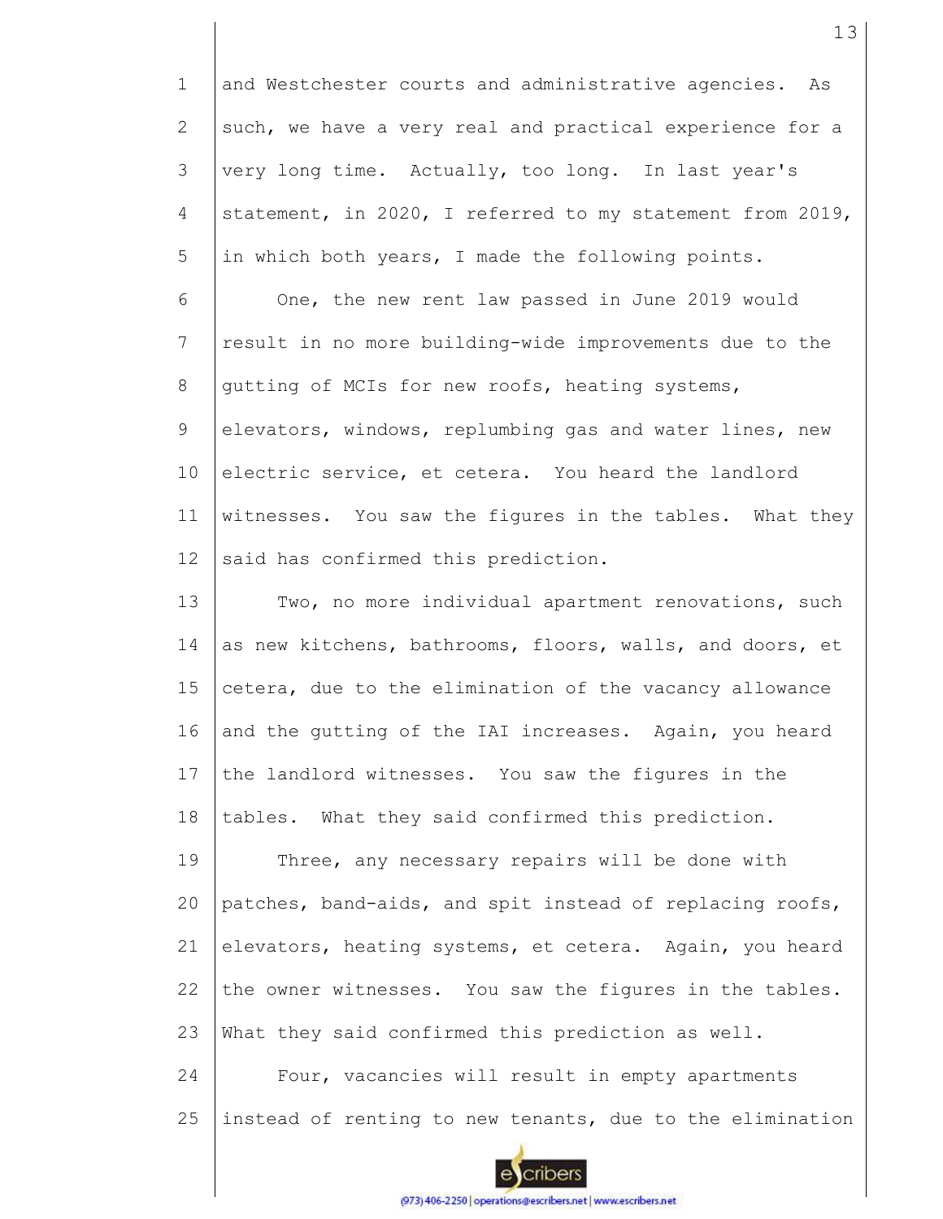and Westchester courts and administrative agencies. As such, we have a very real and practical experience for a very long time. Actually, too long. In last year's statement, in 2020, I referred to my statement from 2019, in which both years, I made the following points.

One, the new rent law passed in June 2019 would result in no more building-wide improvements due to the gutting of MCIs for new roofs, heating systems, elevators, windows, replumbing gas and water lines, new electric service, et cetera. You heard the landlord witnesses. You saw the figures in the tables. What they said has confirmed this prediction.

Two, no more individual apartment renovations, such as new kitchens, bathrooms, floors, walls, and doors, et cetera, due to the elimination of the vacancy allowance and the gutting of the IAI increases. Again, you heard the landlord witnesses. You saw the figures in the tables. What they said confirmed this prediction.

Three, any necessary repairs will be done with patches, band-aids, and spit instead of replacing roofs, elevators, heating systems, et cetera. Again, you heard the owner witnesses. You saw the figures in the tables. What they said confirmed this prediction as well.

Four, vacancies will result in empty apartments instead of renting to new tenants, due to the elimination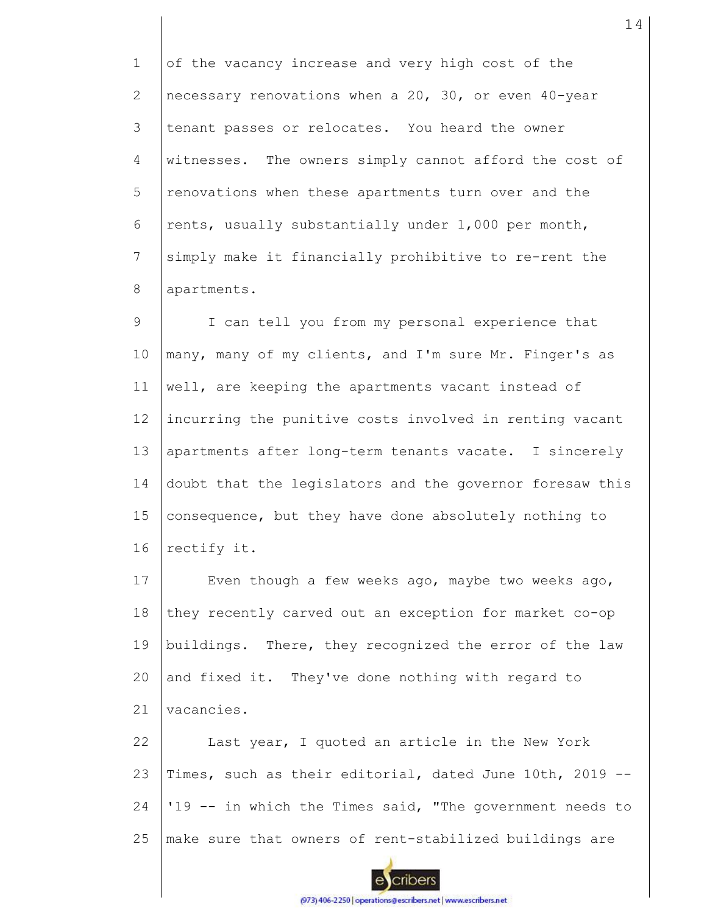of the vacancy increase and very high cost of the necessary renovations when a 20, 30, or even 40-year tenant passes or relocates. You heard the owner witnesses. The owners simply cannot afford the cost of renovations when these apartments turn over and the rents, usually substantially under 1,000 per month, simply make it financially prohibitive to re-rent the apartments.

I can tell you from my personal experience that many, many of my clients, and I'm sure Mr. Finger's as well, are keeping the apartments vacant instead of incurring the punitive costs involved in renting vacant apartments after long-term tenants vacate. I sincerely doubt that the legislators and the governor foresaw this consequence, but they have done absolutely nothing to rectify it.

Even though a few weeks ago, maybe two weeks ago, they recently carved out an exception for market co-op buildings. There, they recognized the error of the law and fixed it. They've done nothing with regard to vacancies.

Last year, I quoted an article in the New York Times, such as their editorial, dated June 10th, 2019 -- '19 -- in which the Times said, "The government needs to make sure that owners of rent-stabilized buildings are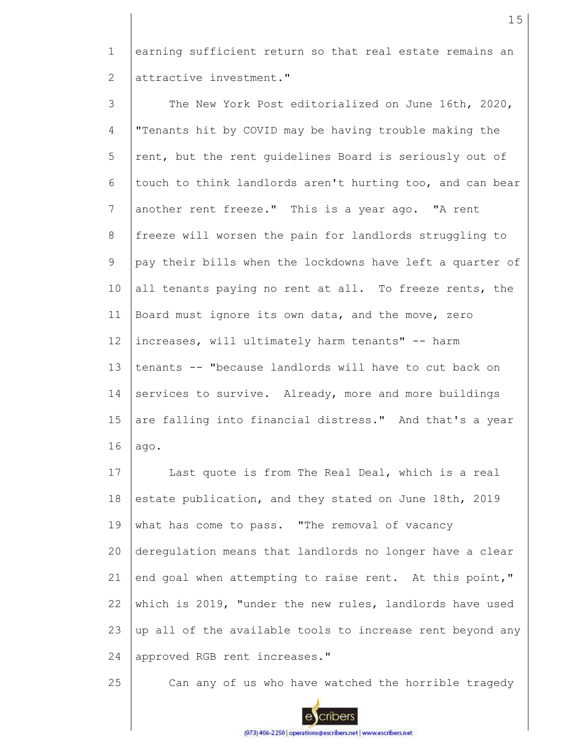earning sufficient return so that real estate remains an attractive investment."

The New York Post editorialized on June 16th, 2020, "Tenants hit by COVID may be having trouble making the rent, but the rent guidelines Board is seriously out of touch to think landlords aren't hurting too, and can bear another rent freeze." This is a year ago. "A rent freeze will worsen the pain for landlords struggling to pay their bills when the lockdowns have left a quarter of all tenants paying no rent at all. To freeze rents, the Board must ignore its own data, and the move, zero increases, will ultimately harm tenants" -- harm tenants -- "because landlords will have to cut back on services to survive. Already, more and more buildings are falling into financial distress." And that's a year ago.

Last quote is from The Real Deal, which is a real estate publication, and they stated on June 18th, 2019 what has come to pass. "The removal of vacancy deregulation means that landlords no longer have a clear end goal when attempting to raise rent. At this point," which is 2019, "under the new rules, landlords have used up all of the available tools to increase rent beyond any approved RGB rent increases."

Can any of us who have watched the horrible tragedy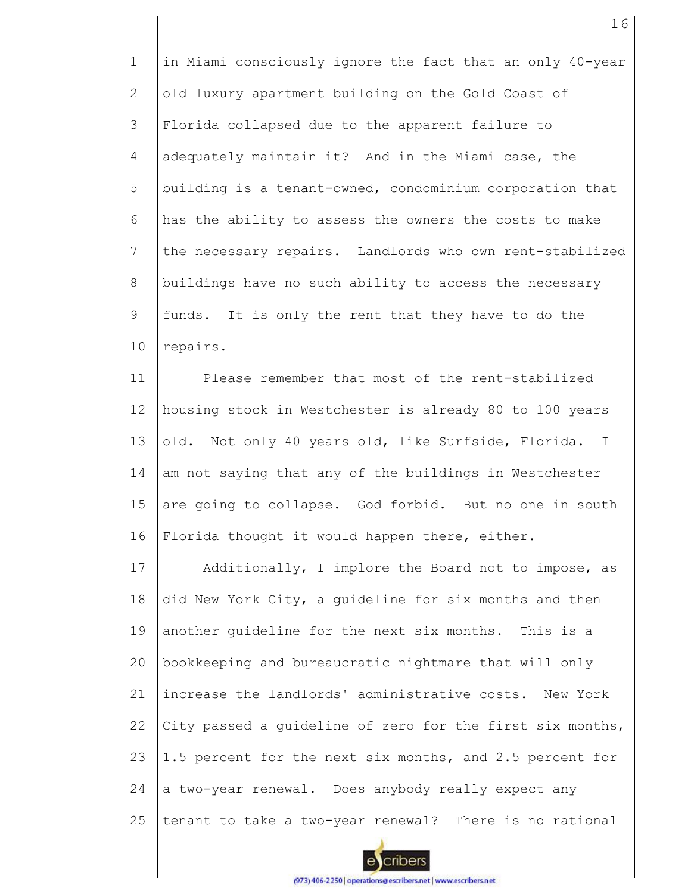in Miami consciously ignore the fact that an only 40-year old luxury apartment building on the Gold Coast of Florida collapsed due to the apparent failure to adequately maintain it? And in the Miami case, the building is a tenant-owned, condominium corporation that has the ability to assess the owners the costs to make the necessary repairs. Landlords who own rent-stabilized buildings have no such ability to access the necessary funds. It is only the rent that they have to do the repairs.

Please remember that most of the rent-stabilized housing stock in Westchester is already 80 to 100 years old. Not only 40 years old, like Surfside, Florida. I am not saying that any of the buildings in Westchester are going to collapse. God forbid. But no one in south Florida thought it would happen there, either.

Additionally, I implore the Board not to impose, as did New York City, a guideline for six months and then another guideline for the next six months. This is a bookkeeping and bureaucratic nightmare that will only increase the landlords' administrative costs. New York City passed a guideline of zero for the first six months, 1.5 percent for the next six months, and 2.5 percent for a two-year renewal. Does anybody really expect any tenant to take a two-year renewal? There is no rational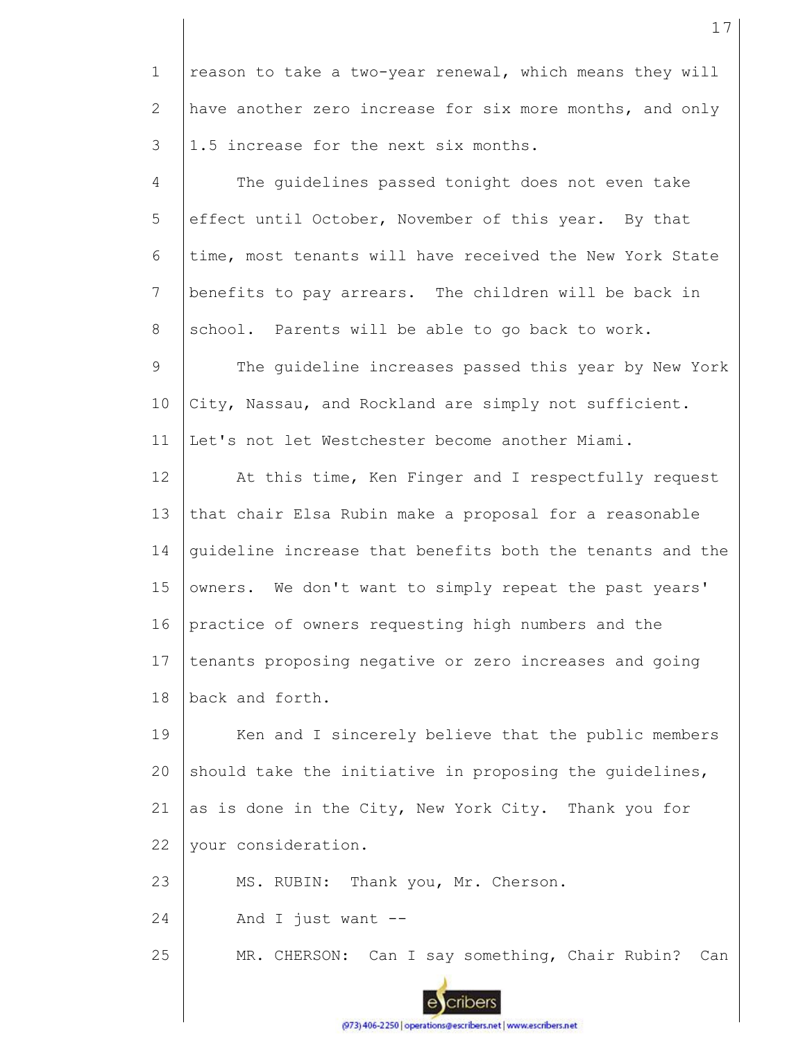reason to take a two-year renewal, which means they will have another zero increase for six more months, and only 1.5 increase for the next six months.

The guidelines passed tonight does not even take effect until October, November of this year. By that time, most tenants will have received the New York State benefits to pay arrears. The children will be back in school. Parents will be able to go back to work.

The guideline increases passed this year by New York City, Nassau, and Rockland are simply not sufficient. Let's not let Westchester become another Miami.

At this time, Ken Finger and I respectfully request that chair Elsa Rubin make a proposal for a reasonable guideline increase that benefits both the tenants and the owners. We don't want to simply repeat the past years' practice of owners requesting high numbers and the tenants proposing negative or zero increases and going back and forth.

Ken and I sincerely believe that the public members should take the initiative in proposing the guidelines, as is done in the City, New York City. Thank you for your consideration.

MS. RUBIN: Thank you, Mr. Cherson.

And I just want --

MR. CHERSON: Can I say something, Chair Rubin? Can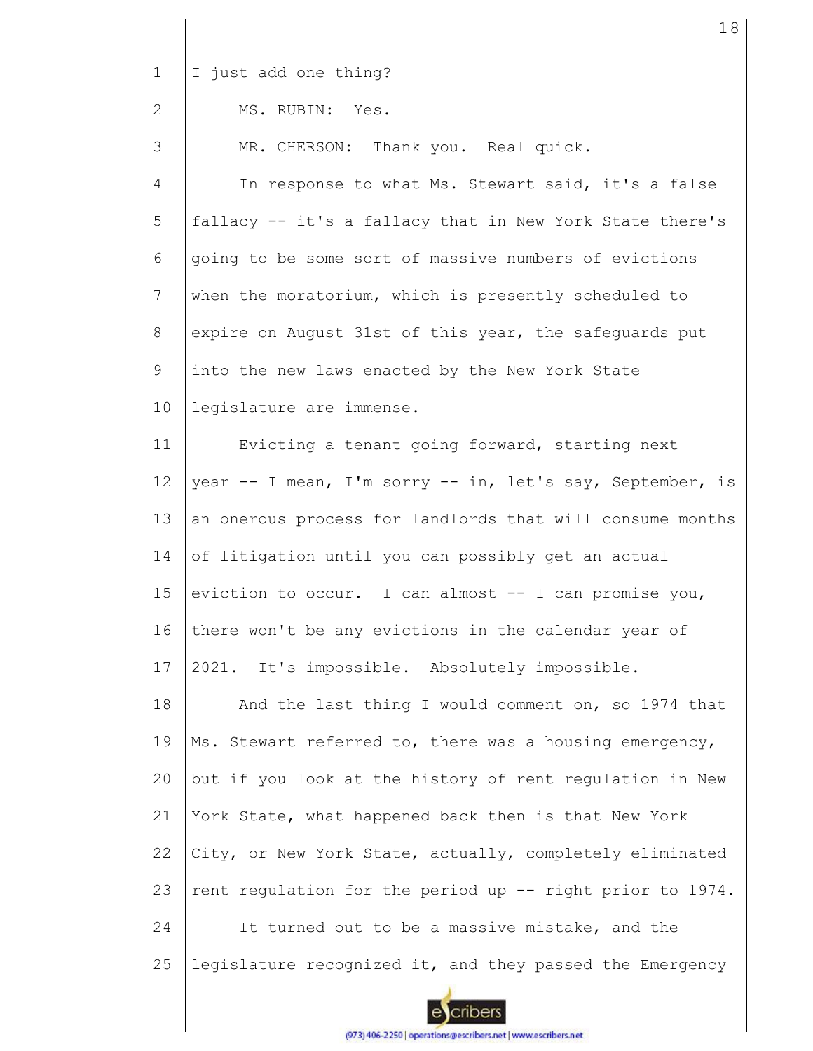I just add one thing?

MS. RUBIN: Yes.

MR. CHERSON: Thank you. Real quick.

In response to what Ms. Stewart said, it's a false fallacy -- it's a fallacy that in New York State there's going to be some sort of massive numbers of evictions when the moratorium, which is presently scheduled to expire on August 31st of this year, the safeguards put into the new laws enacted by the New York State legislature are immense.

Evicting a tenant going forward, starting next year -- I mean, I'm sorry -- in, let's say, September, is an onerous process for landlords that will consume months of litigation until you can possibly get an actual eviction to occur. I can almost -- I can promise you, there won't be any evictions in the calendar year of 2021. It's impossible. Absolutely impossible.

And the last thing I would comment on, so 1974 that Ms. Stewart referred to, there was a housing emergency, but if you look at the history of rent regulation in New York State, what happened back then is that New York City, or New York State, actually, completely eliminated rent regulation for the period up -- right prior to 1974.

It turned out to be a massive mistake, and the legislature recognized it, and they passed the Emergency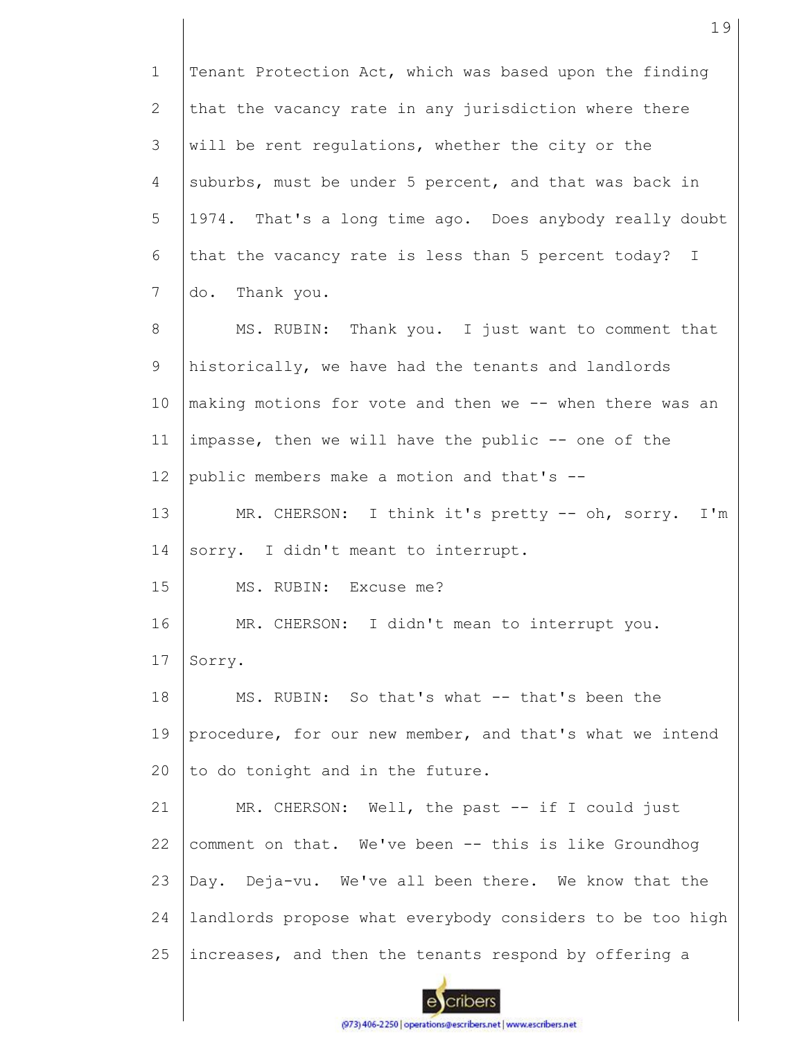Tenant Protection Act, which was based upon the finding that the vacancy rate in any jurisdiction where there will be rent regulations, whether the city or the suburbs, must be under 5 percent, and that was back in 1974. That's a long time ago. Does anybody really doubt that the vacancy rate is less than 5 percent today? I do. Thank you.

MS. RUBIN: Thank you. I just want to comment that historically, we have had the tenants and landlords making motions for vote and then we -- when there was an impasse, then we will have the public -- one of the public members make a motion and that's --

MR. CHERSON: I think it's pretty -- oh, sorry. I'm sorry. I didn't meant to interrupt.

MS. RUBIN: Excuse me?

MR. CHERSON: I didn't mean to interrupt you. Sorry.

MS. RUBIN: So that's what -- that's been the procedure, for our new member, and that's what we intend to do tonight and in the future.

MR. CHERSON: Well, the past -- if I could just comment on that. We've been -- this is like Groundhog Day. Deja-vu. We've all been there. We know that the landlords propose what everybody considers to be too high increases, and then the tenants respond by offering a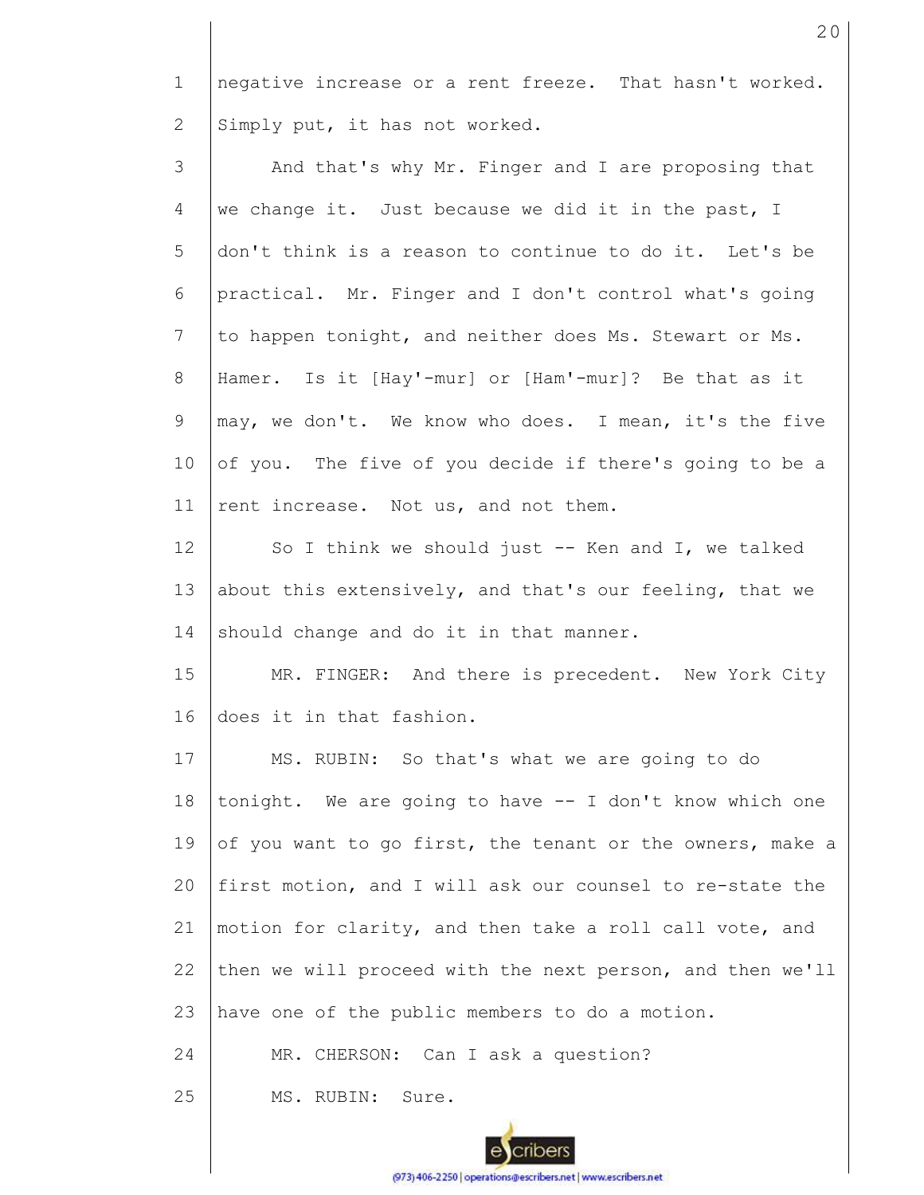negative increase or a rent freeze. That hasn't worked. Simply put, it has not worked.

And that's why Mr. Finger and I are proposing that we change it. Just because we did it in the past, I don't think is a reason to continue to do it. Let's be practical. Mr. Finger and I don't control what's going to happen tonight, and neither does Ms. Stewart or Ms. Hamer. Is it [Hay'-mur] or [Ham'-mur]? Be that as it may, we don't. We know who does. I mean, it's the five of you. The five of you decide if there's going to be a rent increase. Not us, and not them.

So I think we should just -- Ken and I, we talked about this extensively, and that's our feeling, that we should change and do it in that manner.

MR. FINGER: And there is precedent. New York City does it in that fashion.

MS. RUBIN: So that's what we are going to do tonight. We are going to have -- I don't know which one of you want to go first, the tenant or the owners, make a first motion, and I will ask our counsel to re-state the motion for clarity, and then take a roll call vote, and then we will proceed with the next person, and then we'll have one of the public members to do a motion.

MR. CHERSON: Can I ask a question?

MS. RUBIN: Sure.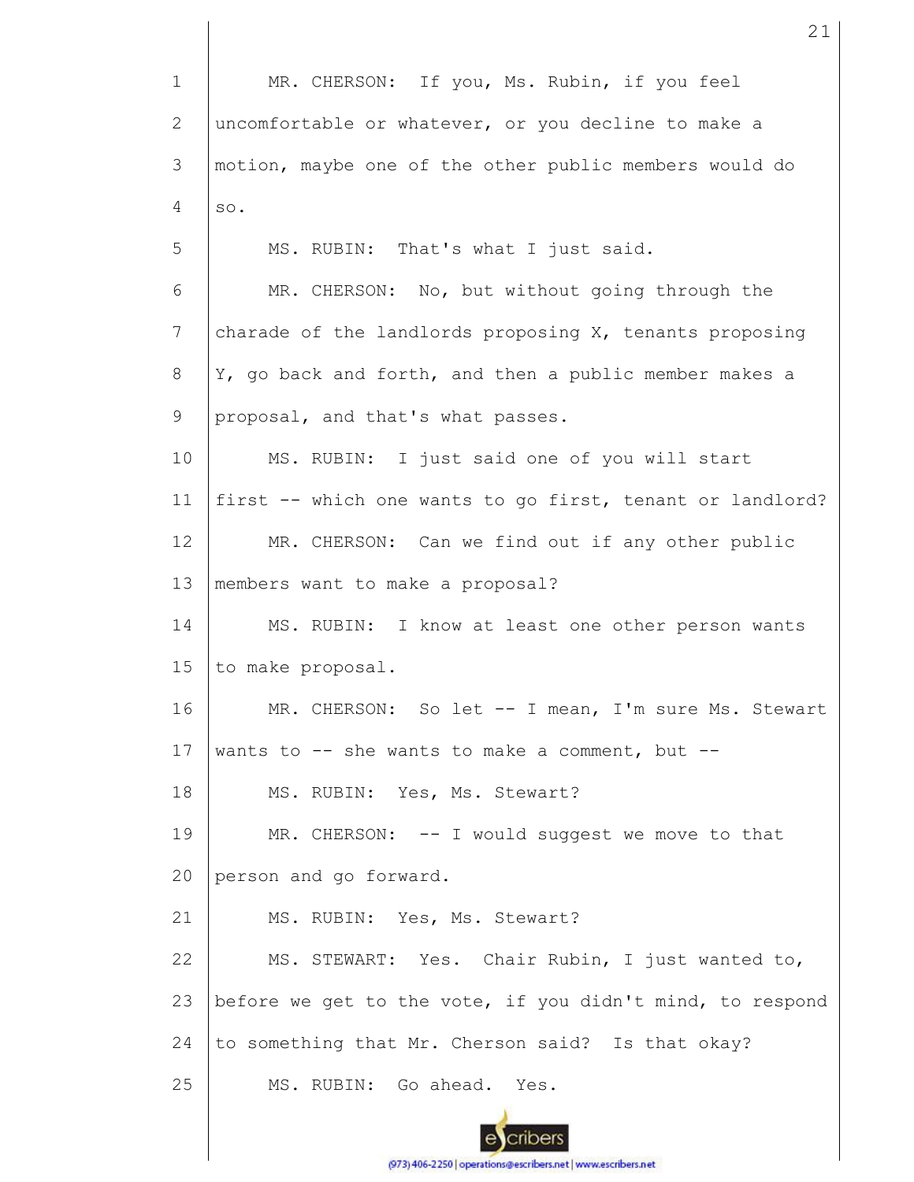MR. CHERSON: If you, Ms. Rubin, if you feel uncomfortable or whatever, or you decline to make a motion, maybe one of the other public members would do so.

MS. RUBIN: That's what I just said.

MR. CHERSON: No, but without going through the charade of the landlords proposing X, tenants proposing Y, go back and forth, and then a public member makes a proposal, and that's what passes.

MS. RUBIN: I just said one of you will start first -- which one wants to go first, tenant or landlord?

MR. CHERSON: Can we find out if any other public members want to make a proposal?

MS. RUBIN: I know at least one other person wants to make proposal.

MR. CHERSON: So let -- I mean, I'm sure Ms. Stewart wants to -- she wants to make a comment, but --

MS. RUBIN: Yes, Ms. Stewart?

MR. CHERSON: -- I would suggest we move to that person and go forward.

MS. RUBIN: Yes, Ms. Stewart?

MS. STEWART: Yes. Chair Rubin, I just wanted to, before we get to the vote, if you didn't mind, to respond to something that Mr. Cherson said? Is that okay?

MS. RUBIN: Go ahead. Yes.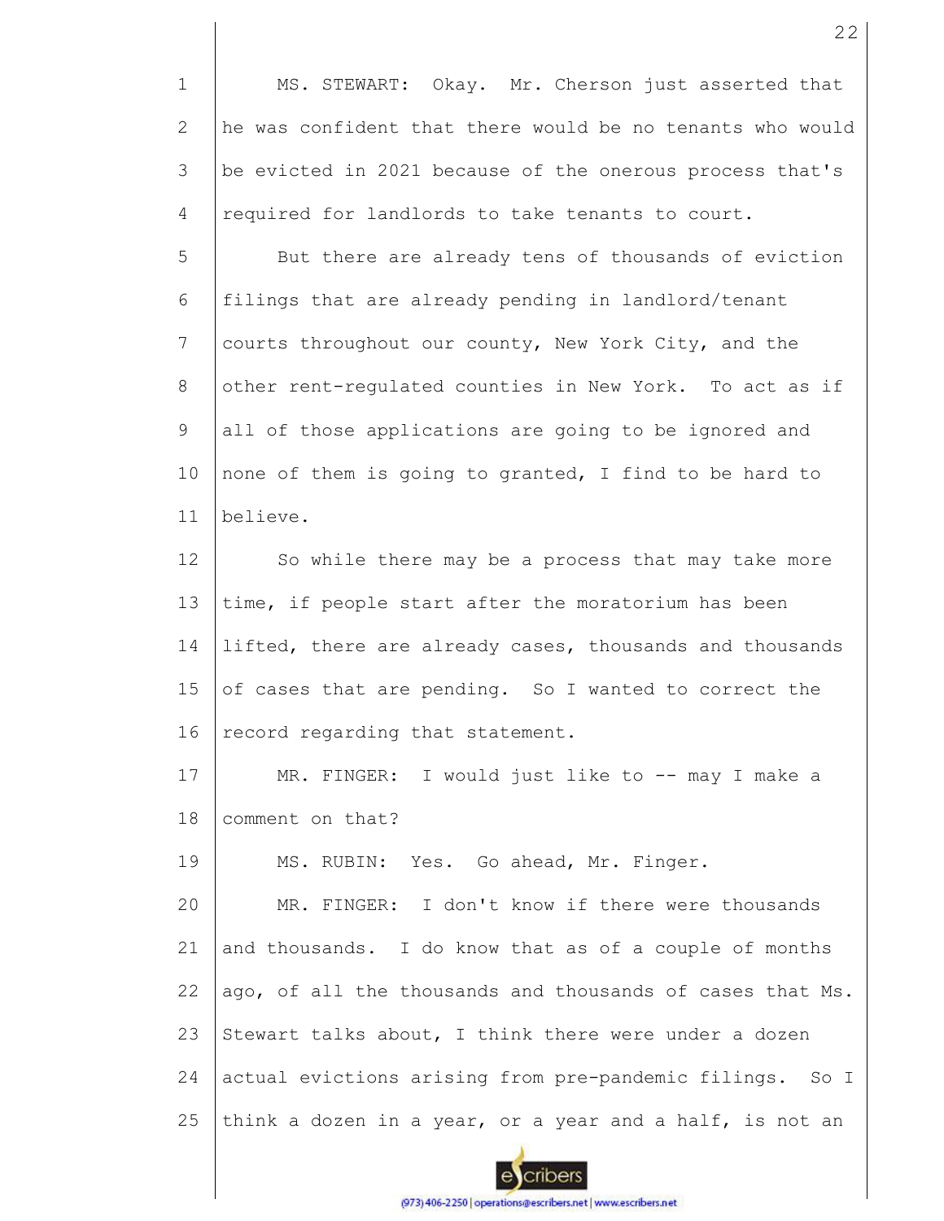MS. STEWART: Okay. Mr. Cherson just asserted that he was confident that there would be no tenants who would be evicted in 2021 because of the onerous process that's required for landlords to take tenants to court.

But there are already tens of thousands of eviction filings that are already pending in landlord/tenant courts throughout our county, New York City, and the other rent-regulated counties in New York. To act as if all of those applications are going to be ignored and none of them is going to granted, I find to be hard to believe.

So while there may be a process that may take more time, if people start after the moratorium has been lifted, there are already cases, thousands and thousands of cases that are pending. So I wanted to correct the record regarding that statement.

MR. FINGER: I would just like to -- may I make a comment on that?

MS. RUBIN: Yes. Go ahead, Mr. Finger.

MR. FINGER: I don't know if there were thousands and thousands. I do know that as of a couple of months ago, of all the thousands and thousands of cases that Ms. Stewart talks about, I think there were under a dozen actual evictions arising from pre-pandemic filings. So I think a dozen in a year, or a year and a half, is not an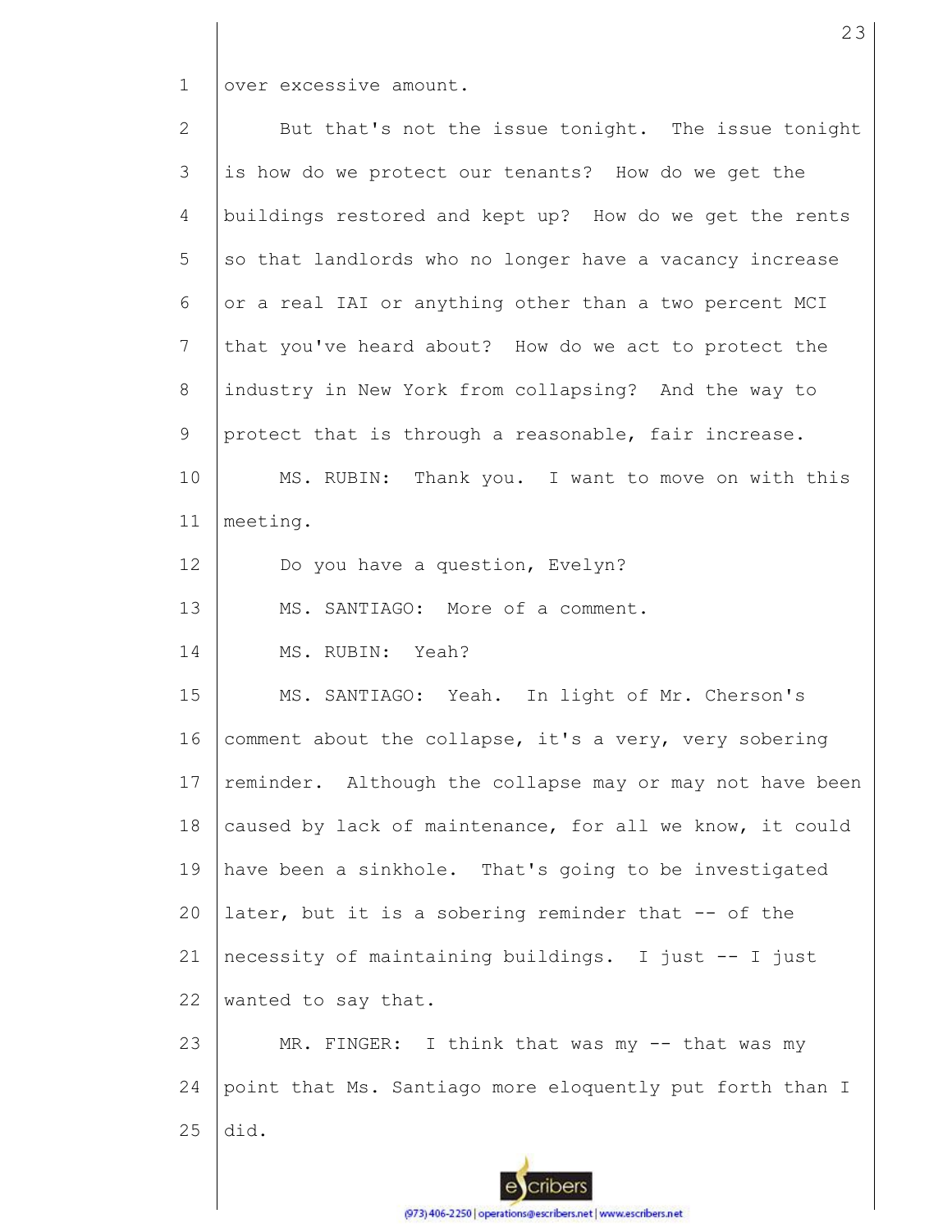over excessive amount.

But that's not the issue tonight. The issue tonight is how do we protect our tenants? How do we get the buildings restored and kept up? How do we get the rents so that landlords who no longer have a vacancy increase or a real IAI or anything other than a two percent MCI that you've heard about? How do we act to protect the industry in New York from collapsing? And the way to protect that is through a reasonable, fair increase.

MS. RUBIN: Thank you. I want to move on with this meeting.

Do you have a question, Evelyn?

MS. SANTIAGO: More of a comment.

MS. RUBIN: Yeah?

MS. SANTIAGO: Yeah. In light of Mr. Cherson's comment about the collapse, it's a very, very sobering reminder. Although the collapse may or may not have been caused by lack of maintenance, for all we know, it could have been a sinkhole. That's going to be investigated later, but it is a sobering reminder that -- of the necessity of maintaining buildings. I just -- I just wanted to say that.

MR. FINGER: I think that was my -- that was my point that Ms. Santiago more eloquently put forth than I did.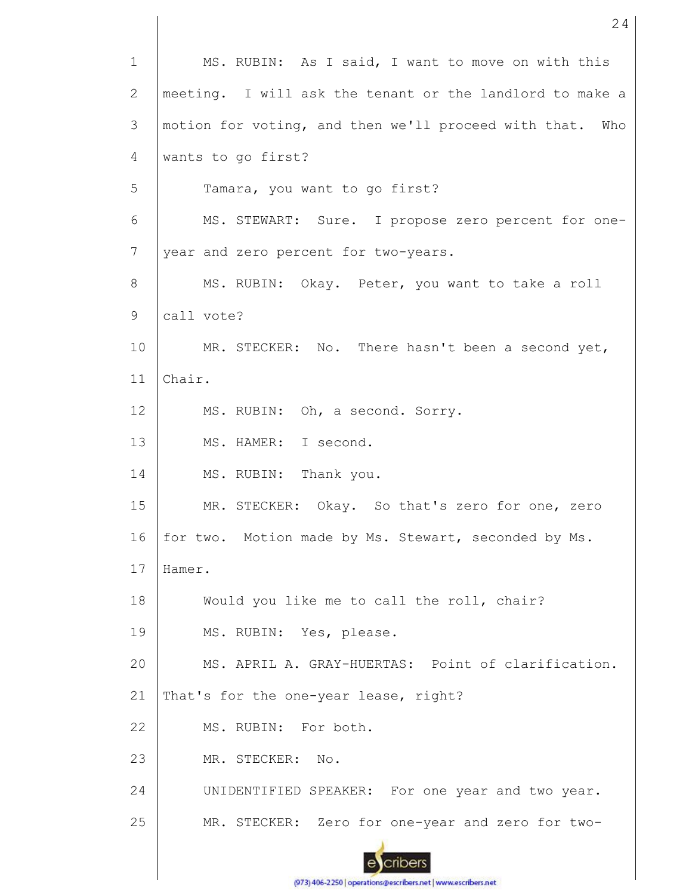MS. RUBIN: As I said, I want to move on with this meeting. I will ask the tenant or the landlord to make a motion for voting, and then we'll proceed with that. Who wants to go first?

Tamara, you want to go first?

MS. STEWART: Sure. I propose zero percent for one-year and zero percent for two-years.

MS. RUBIN: Okay. Peter, you want to take a roll call vote?

MR. STECKER: No. There hasn't been a second yet, Chair.

MS. RUBIN: Oh, a second. Sorry.

MS. HAMER: I second.

MS. RUBIN: Thank you.

MR. STECKER: Okay. So that's zero for one, zero for two. Motion made by Ms. Stewart, seconded by Ms. Hamer.

Would you like me to call the roll, chair?

MS. RUBIN: Yes, please.

MS. APRIL A. GRAY-HUERTAS: Point of clarification. That's for the one-year lease, right?

MS. RUBIN: For both.

MR. STECKER: No.

UNIDENTIFIED SPEAKER: For one year and two year.

MR. STECKER: Zero for one-year and zero for two-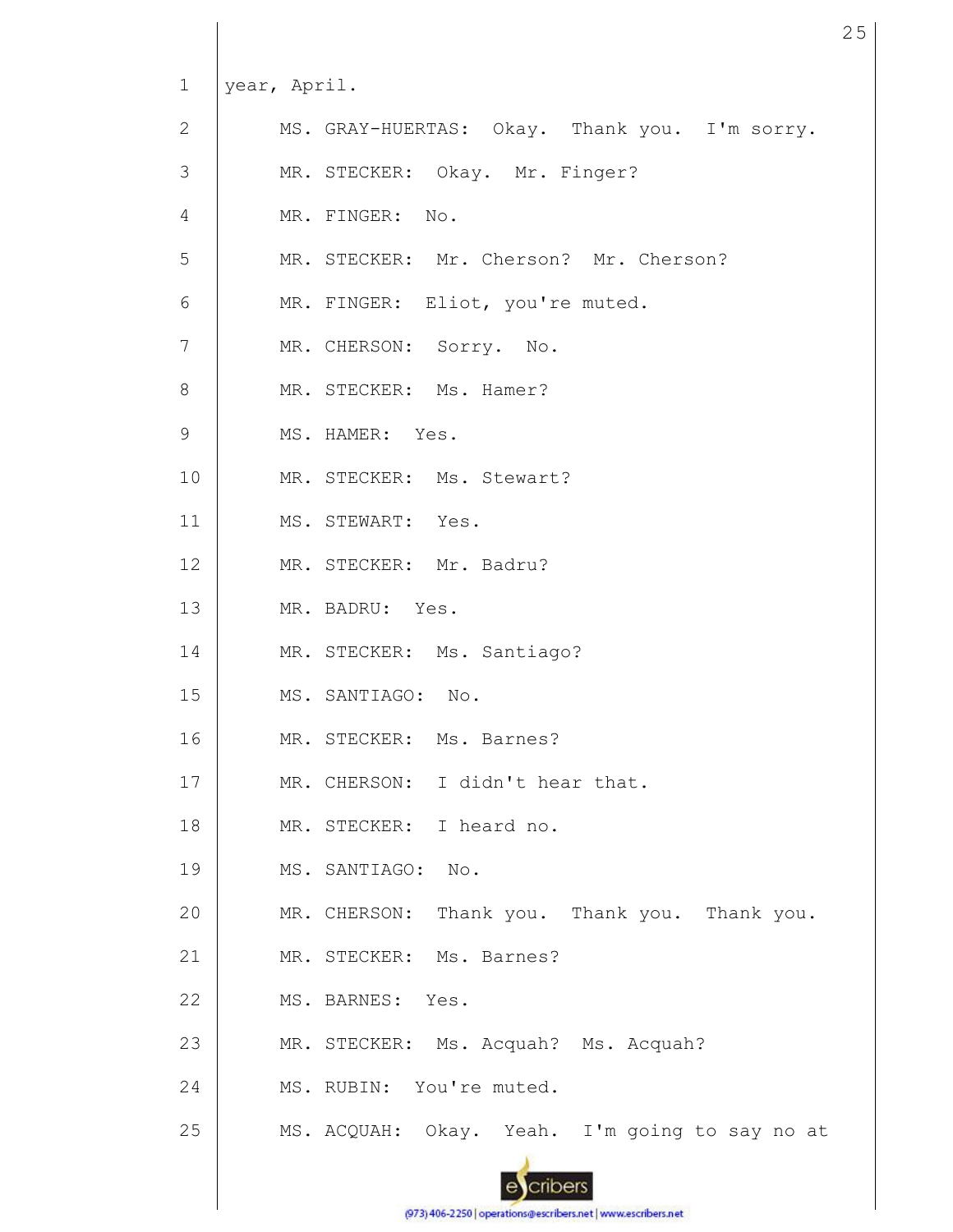year, April.

MS. GRAY-HUERTAS: Okay. Thank you. I'm sorry.

MR. STECKER: Okay. Mr. Finger?

MR. FINGER: No.

MR. STECKER: Mr. Cherson? Mr. Cherson?

MR. FINGER: Eliot, you're muted.

MR. CHERSON: Sorry. No.

MR. STECKER: Ms. Hamer?

MS. HAMER: Yes.

MR. STECKER: Ms. Stewart?

MS. STEWART: Yes.

MR. STECKER: Mr. Badru?

MR. BADRU: Yes.

MR. STECKER: Ms. Santiago?

MS. SANTIAGO: No.

MR. STECKER: Ms. Barnes?

MR. CHERSON: I didn't hear that.

MR. STECKER: I heard no.

MS. SANTIAGO: No.

MR. CHERSON: Thank you. Thank you. Thank you.

MR. STECKER: Ms. Barnes?

MS. BARNES: Yes.

MR. STECKER: Ms. Acquah? Ms. Acquah?

MS. RUBIN: You're muted.

MS. ACQUAH: Okay. Yeah. I'm going to say no at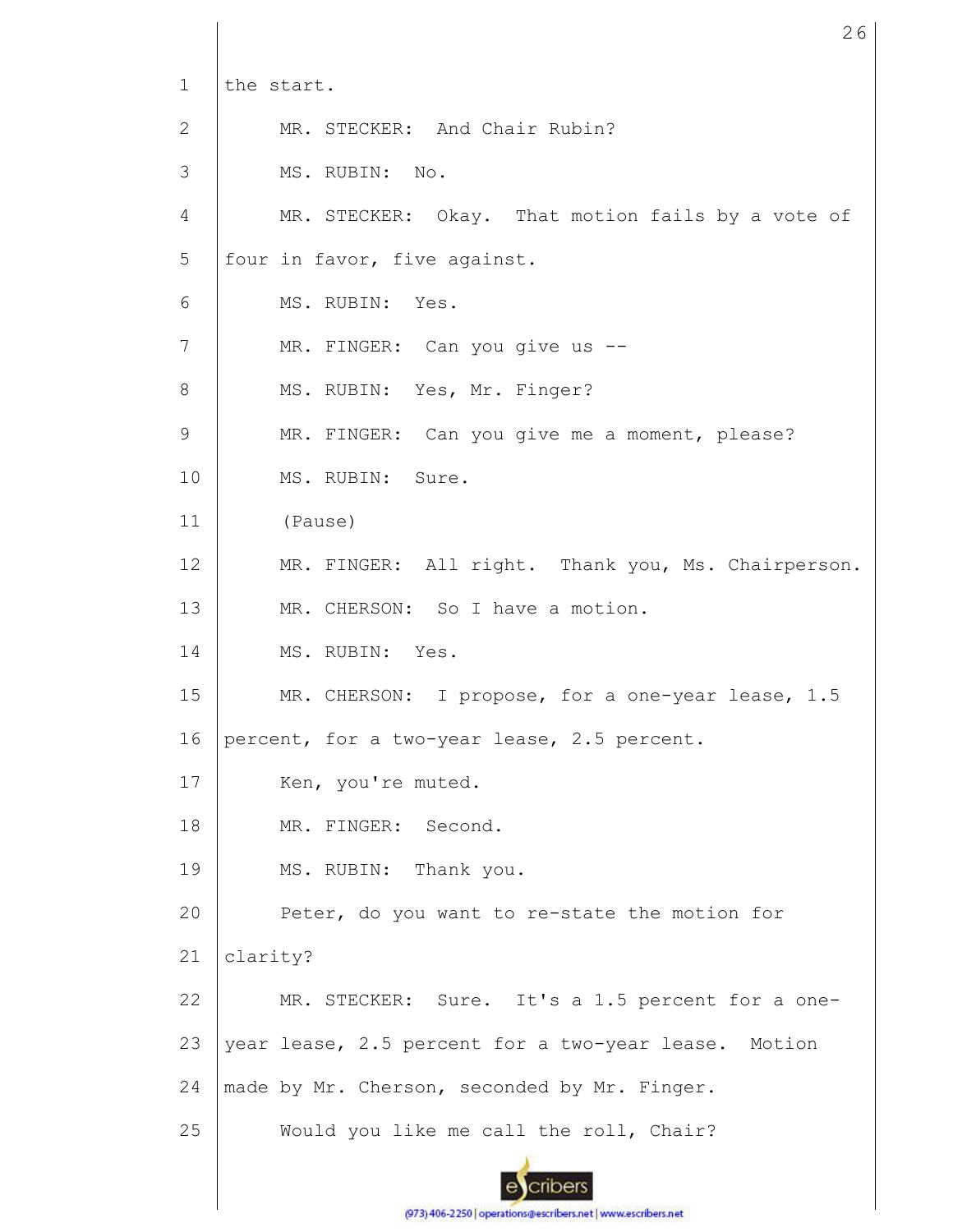the start.

MR. STECKER: And Chair Rubin?

MS. RUBIN: No.

MR. STECKER: Okay. That motion fails by a vote of four in favor, five against.

MS. RUBIN: Yes.

MR. FINGER: Can you give us --

MS. RUBIN: Yes, Mr. Finger?

MR. FINGER: Can you give me a moment, please?

MS. RUBIN: Sure.

(Pause)

MR. FINGER: All right. Thank you, Ms. Chairperson.

MR. CHERSON: So I have a motion.

MS. RUBIN: Yes.

MR. CHERSON: I propose, for a one-year lease, 1.5 percent, for a two-year lease, 2.5 percent.

Ken, you're muted.

MR. FINGER: Second.

MS. RUBIN: Thank you.

Peter, do you want to re-state the motion for clarity?

MR. STECKER: Sure. It's a 1.5 percent for a one-year lease, 2.5 percent for a two-year lease. Motion made by Mr. Cherson, seconded by Mr. Finger.

Would you like me call the roll, Chair?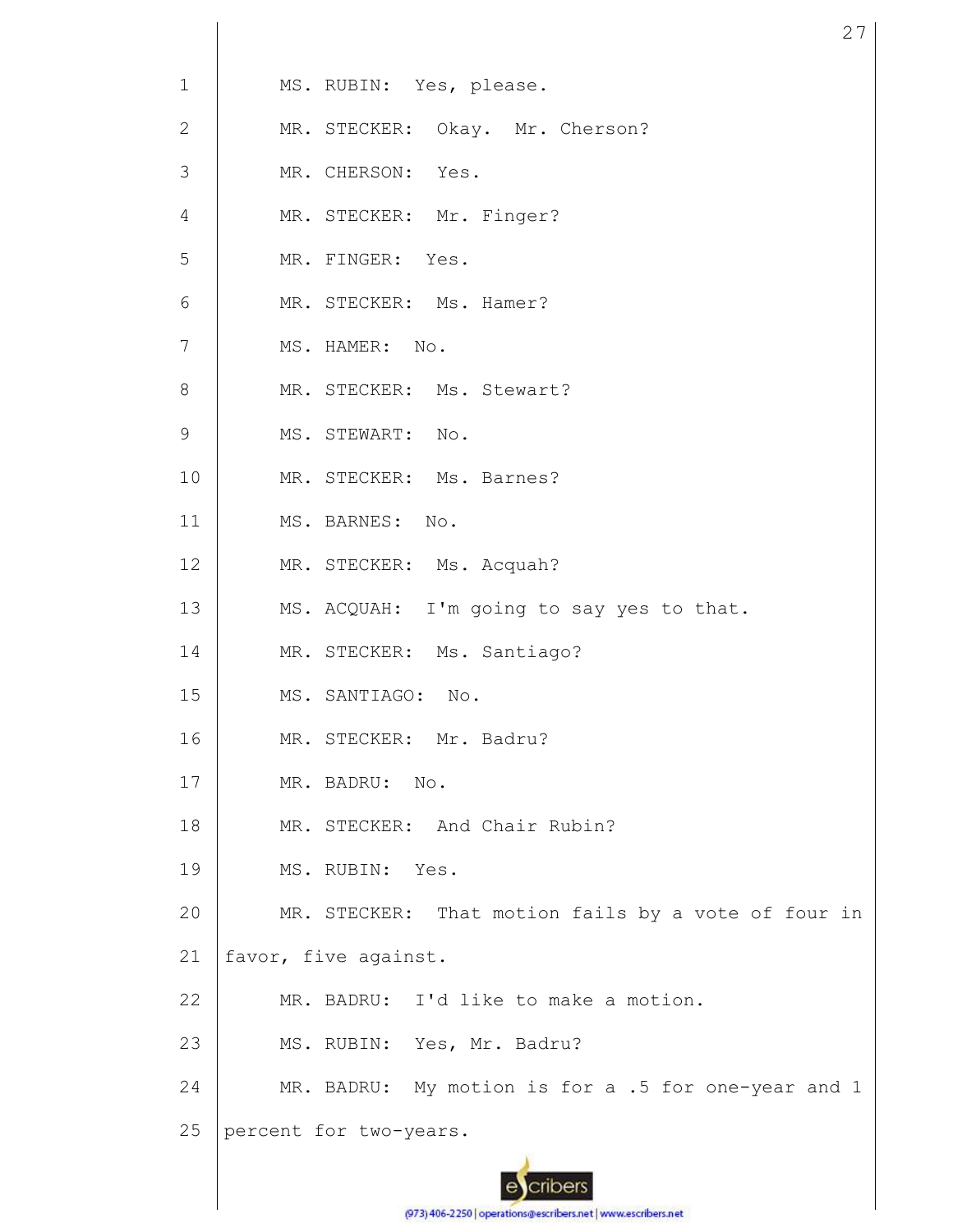MS. RUBIN: Yes, please.

MR. STECKER: Okay. Mr. Cherson?

MR. CHERSON: Yes.

MR. STECKER: Mr. Finger?

MR. FINGER: Yes.

MR. STECKER: Ms. Hamer?

MS. HAMER: No.

MR. STECKER: Ms. Stewart?

MS. STEWART: No.

MR. STECKER: Ms. Barnes?

MS. BARNES: No.

MR. STECKER: Ms. Acquah?

MS. ACQUAH: I'm going to say yes to that.

MR. STECKER: Ms. Santiago?

MS. SANTIAGO: No.

MR. STECKER: Mr. Badru?

MR. BADRU: No.

MR. STECKER: And Chair Rubin?

MS. RUBIN: Yes.

MR. STECKER: That motion fails by a vote of four in favor, five against.

MR. BADRU: I'd like to make a motion.

MS. RUBIN: Yes, Mr. Badru?

MR. BADRU: My motion is for a .5 for one-year and 1 percent for two-years.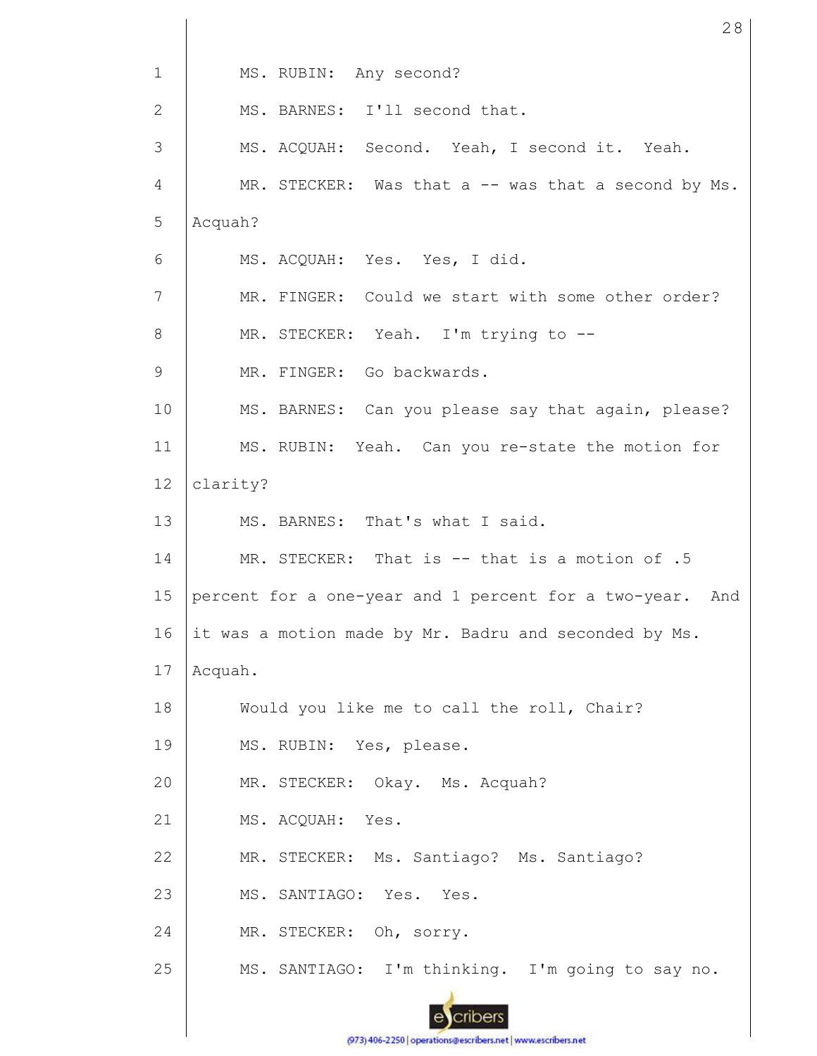MS. RUBIN: Any second?

MS. BARNES: I'll second that.

MS. ACQUAH: Second. Yeah, I second it. Yeah.

MR. STECKER: Was that a -- was that a second by Ms. Acquah?

MS. ACQUAH: Yes. Yes, I did.

MR. FINGER: Could we start with some other order?

MR. STECKER: Yeah. I'm trying to --

MR. FINGER: Go backwards.

MS. BARNES: Can you please say that again, please?

MS. RUBIN: Yeah. Can you re-state the motion for clarity?

MS. BARNES: That's what I said.

MR. STECKER: That is -- that is a motion of .5 percent for a one-year and 1 percent for a two-year. And it was a motion made by Mr. Badru and seconded by Ms. Acquah.

Would you like me to call the roll, Chair?

MS. RUBIN: Yes, please.

MR. STECKER: Okay. Ms. Acquah?

MS. ACQUAH: Yes.

MR. STECKER: Ms. Santiago? Ms. Santiago?

MS. SANTIAGO: Yes. Yes.

MR. STECKER: Oh, sorry.

MS. SANTIAGO: I'm thinking. I'm going to say no.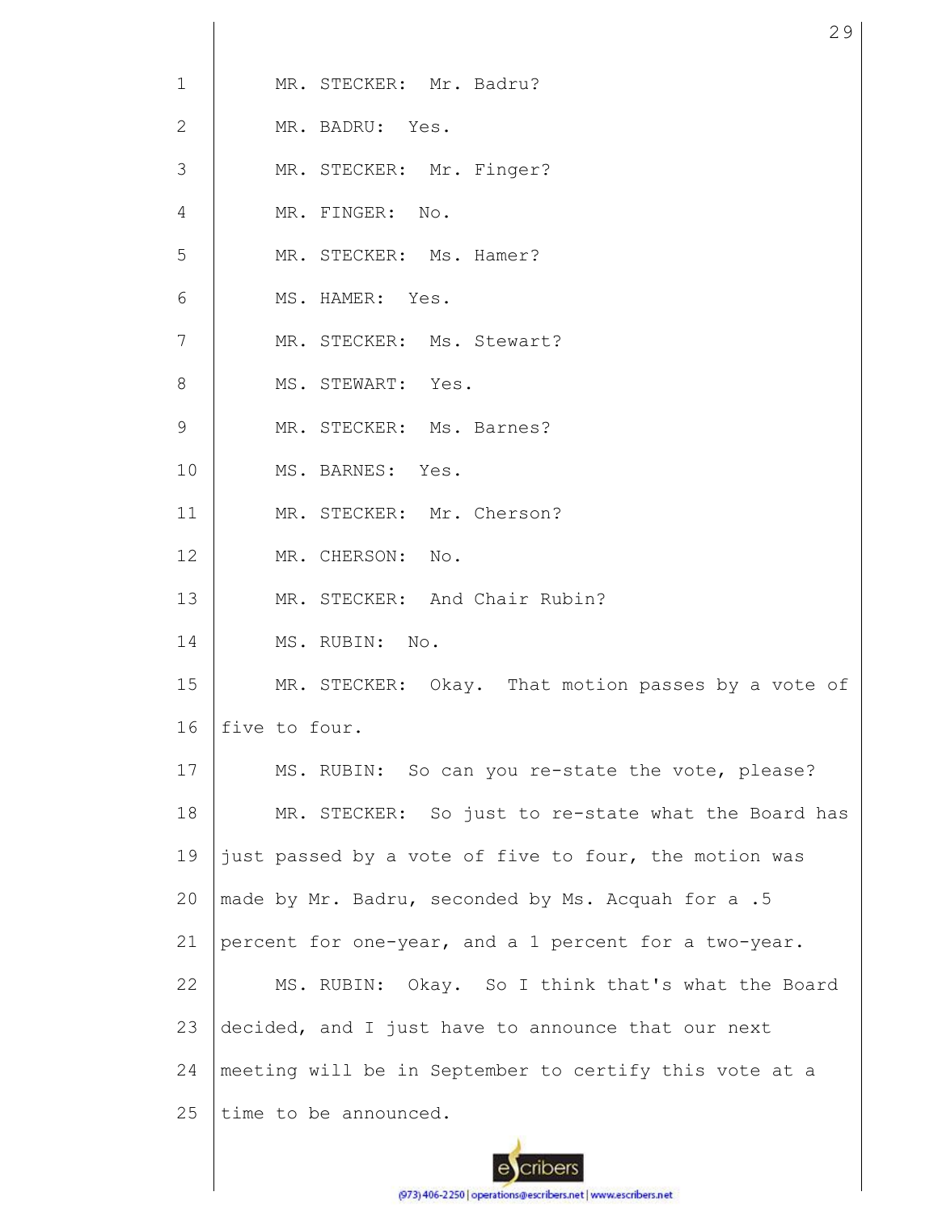MR. STECKER: Mr. Badru?

MR. BADRU: Yes.

MR. STECKER: Mr. Finger?

MR. FINGER: No.

MR. STECKER: Ms. Hamer?

MS. HAMER: Yes.

MR. STECKER: Ms. Stewart?

MS. STEWART: Yes.

MR. STECKER: Ms. Barnes?

MS. BARNES: Yes.

MR. STECKER: Mr. Cherson?

MR. CHERSON: No.

MR. STECKER: And Chair Rubin?

MS. RUBIN: No.

MR. STECKER: Okay. That motion passes by a vote of five to four.

MS. RUBIN: So can you re-state the vote, please?

MR. STECKER: So just to re-state what the Board has just passed by a vote of five to four, the motion was made by Mr. Badru, seconded by Ms. Acquah for a .5 percent for one-year, and a 1 percent for a two-year.

MS. RUBIN: Okay. So I think that's what the Board decided, and I just have to announce that our next meeting will be in September to certify this vote at a time to be announced.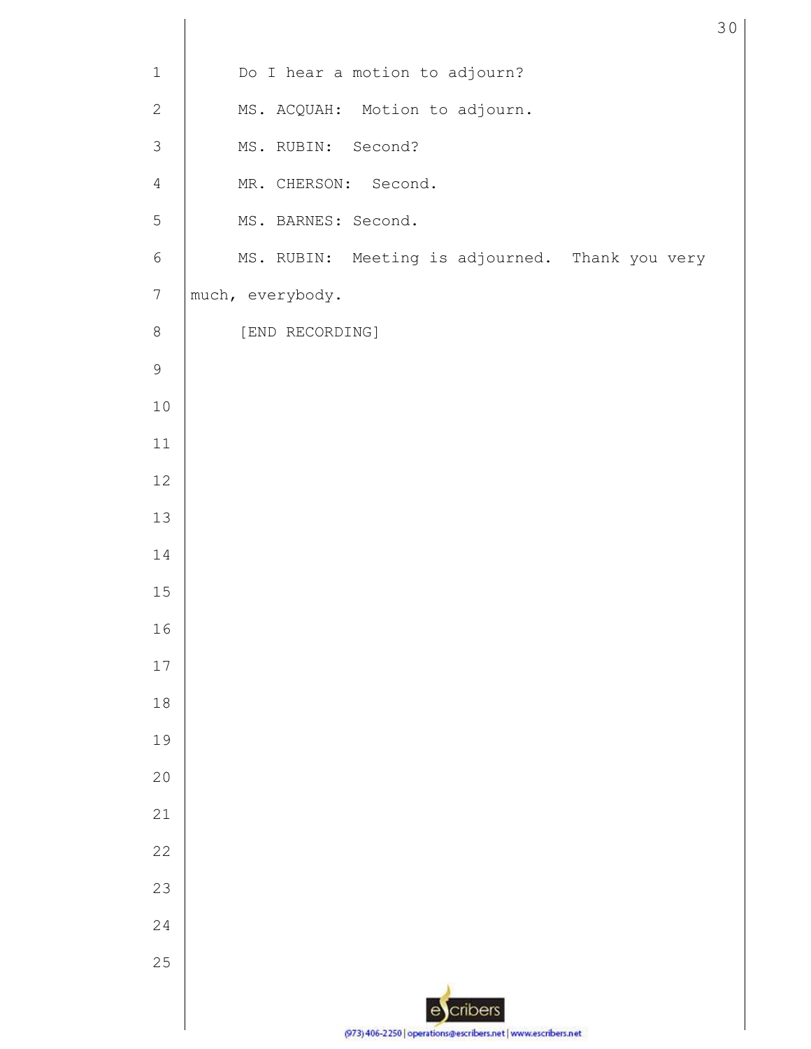Do I hear a motion to adjourn?

MS. ACQUAH: Motion to adjourn.

MS. RUBIN: Second?

MR. CHERSON: Second.

MS. BARNES: Second.

MS. RUBIN: Meeting is adjourned. Thank you very much, everybody.

[END RECORDING]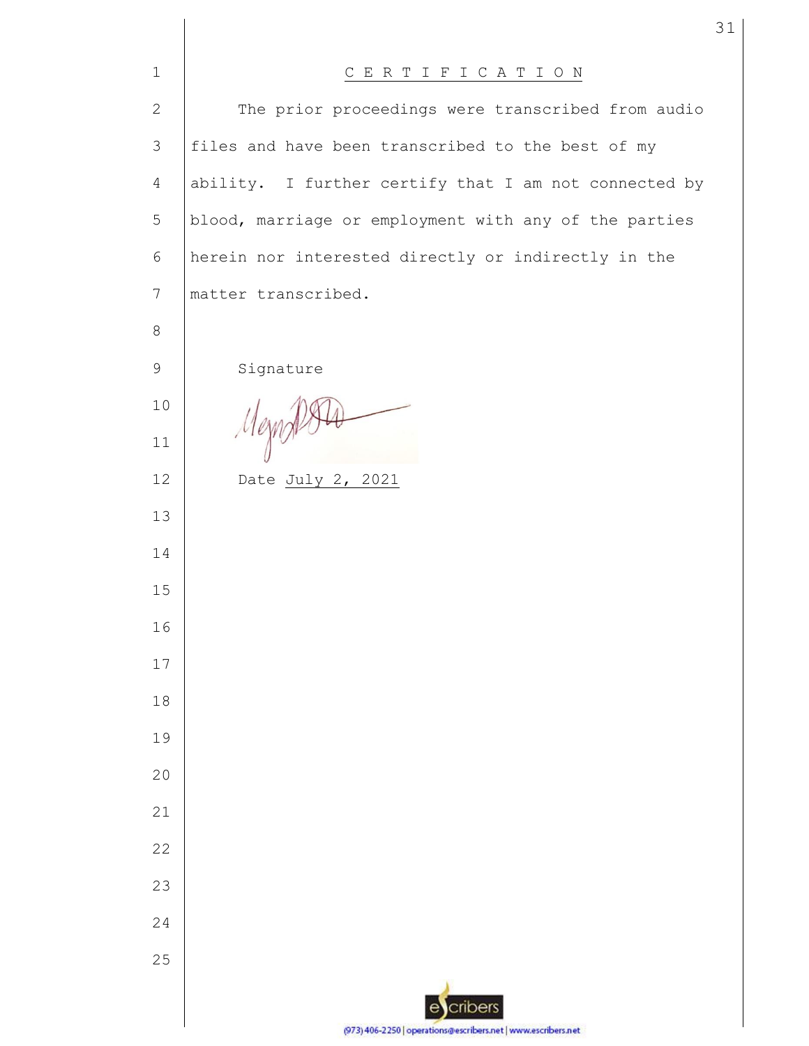# C E R T I F I C A T I O N

The prior proceedings were transcribed from audio files and have been transcribed to the best of my ability. I further certify that I am not connected by blood, marriage or employment with any of the parties herein nor interested directly or indirectly in the matter transcribed.

Signature

Date July 2, 2021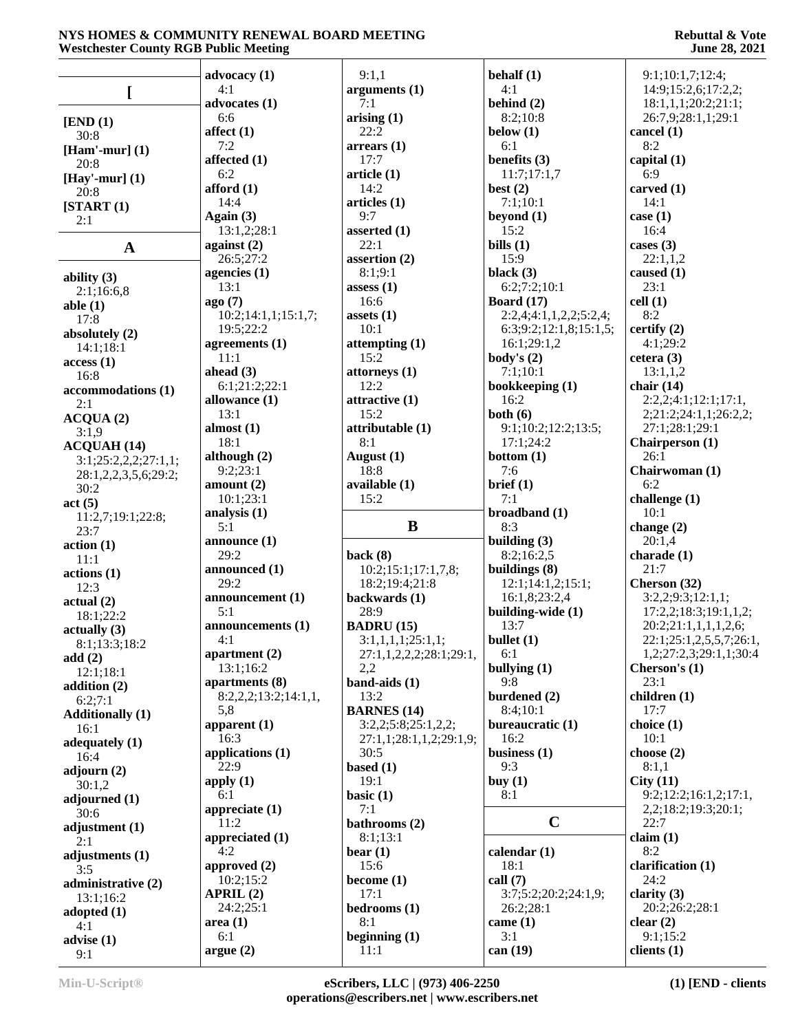## [

**[END (1)**
30:8

**[Ham'-mur] (1)**
20:8

**[Hay'-mur] (1)**
20:8

**[START (1)**
2:1

## A

**ability (3)**
2:1;16:6,8

**able (1)**
17:8

**absolutely (2)**
14:1;18:1

**access (1)**
16:8

**accommodations (1)**
2:1

**ACQUA (2)**
3:1,9

**ACQUAH (14)**
3:1;25:2,2,2;27:1,1;28:1,2,2,3,5,6;29:2;30:2

**act (5)**
11:2,7;19:1;22:8;23:7

**action (1)**
11:1

**actions (1)**
12:3

**actual (2)**
18:1;22:2

**actually (3)**
8:1;13:3;18:2

**add (2)**
12:1;18:1

**addition (2)**
6:2;7:1

**Additionally (1)**
16:1

**adequately (1)**
16:4

**adjourn (2)**
30:1,2

**adjourned (1)**
30:6

**adjustment (1)**
2:1

**adjustments (1)**
3:5

**administrative (2)**
13:1;16:2

**adopted (1)**
4:1

**advise (1)**
9:1

**advocacy (1)**
4:1

**advocates (1)**
6:6

**affect (1)**
7:2

**affected (1)**
6:2

**afford (1)**
14:4

**Again (3)**
13:1,2;28:1

**against (2)**
26:5;27:2

**agencies (1)**
13:1

**ago (7)**
10:2;14:1,1;15:1,7;19:5;22:2

**agreements (1)**
11:1

**ahead (3)**
6:1;21:2;22:1

**allowance (1)**
13:1

**almost (1)**
18:1

**although (2)**
9:2;23:1

**amount (2)**
10:1;23:1

**analysis (1)**
5:1

**announce (1)**
29:2

**announced (1)**
29:2

**announcement (1)**
5:1

**announcements (1)**
4:1

**apartment (2)**
13:1;16:2

**apartments (8)**
8:2,2,2;13:2;14:1,1,5,8

**apparent (1)**
16:3

**applications (1)**
22:9

**apply (1)**
6:1

**appreciate (1)**
11:2

**appreciated (1)**
4:2

**approved (2)**
10:2;15:2

**APRIL (2)**
24:2;25:1

**area (1)**
6:1

**argue (2)**
9:1,1

**arguments (1)**
7:1

**arising (1)**
22:2

**arrears (1)**
17:7

**article (1)**
14:2

**articles (1)**
9:7

**asserted (1)**
22:1

**assertion (2)**
8:1;9:1

**assess (1)**
16:6

**assets (1)**
10:1

**attempting (1)**
15:2

**attorneys (1)**
12:2

**attractive (1)**
15:2

**attributable (1)**
8:1

**August (1)**
18:8

**available (1)**
15:2

## B

**back (8)**
10:2;15:1;17:1,7,8;18:2;19:4;21:8

**backwards (1)**
28:9

**BADRU (15)**
3:1,1,1,1;25:1,1;27:1,1,2,2,2,2;28:1;29:1,2,2

**band-aids (1)**
13:2

**BARNES (14)**
3:2,2;5:8;25:1,2,2;27:1,1;28:1,1,2,2;29:1,9;30:5

**based (1)**
19:1

**basic (1)**
7:1

**bathrooms (2)**
8:1;13:1

**bear (1)**
15:6

**become (1)**
17:1

**bedrooms (1)**
8:1

**beginning (1)**
11:1

**behalf (1)**
4:1

**behind (2)**
8:2;10:8

**below (1)**
6:1

**benefits (3)**
11:7;17:1,7

**best (2)**
7:1;10:1

**beyond (1)**
15:2

**bills (1)**
15:9

**black (3)**
6:2;7:2;10:1

**Board (17)**
2:2,4;4:1,1,2,2;5:2,4;6:3;9:2;12:1,8;15:1,5;16:1;29:1,2

**body's (2)**
7:1;10:1

**bookkeeping (1)**
16:2

**both (6)**
9:1;10:2;12:2;13:5;17:1;24:2

**bottom (1)**
7:6

**brief (1)**
7:1

**broadband (1)**
8:3

**building (3)**
8:2;16:2,5

**buildings (8)**
12:1;14:1,2;15:1;16:1,8;23:2,4

**building-wide (1)**
13:7

**bullet (1)**
6:1

**bullying (1)**
9:8

**burdened (2)**
8:4;10:1

**bureaucratic (1)**
16:2

**business (1)**
9:3

**buy (1)**
8:1

## C

**calendar (1)**
18:1

**call (7)**
3:7;5:2;20:2;24:1,9;26:2;28:1

**came (1)**
3:1

**can (19)**
9:1;10:1,7;12:4;14:9;15:2,6;17:2,2;18:1,1,1;20:2;21:1;26:7,9;28:1,1;29:1

**cancel (1)**
8:2

**capital (1)**
6:9

**carved (1)**
14:1

**case (1)**
16:4

**cases (3)**
22:1,1,2

**caused (1)**
23:1

**cell (1)**
8:2

**certify (2)**
4:1;29:2

**cetera (3)**
13:1,1,2

**chair (14)**
2:2,2;4:1;12:1;17:1,2;21:2;24:1,1;26:2,2;27:1;28:1;29:1

**Chairperson (1)**
26:1

**Chairwoman (1)**
6:2

**challenge (1)**
10:1

**change (2)**
20:1,4

**charade (1)**
21:7

**Cherson (32)**
3:2,2;9:3;12:1,1;17:2,2;18:3;19:1,1,2;20:2;21:1,1,1,1,2,6;22:1;25:1,2,5,5,7;26:1,1,2;27:2,3;29:1,1;30:4

**Cherson's (1)**
23:1

**children (1)**
17:7

**choice (1)**
10:1

**choose (2)**
8:1,1

**City (11)**
9:2;12:2;16:1,2;17:1,2,2;18:2;19:3;20:1;22:7

**claim (1)**
8:2

**clarification (1)**
24:2

**clarity (3)**
20:2;26:2;28:1

**clear (2)**
9:1;15:2

**clients (1)**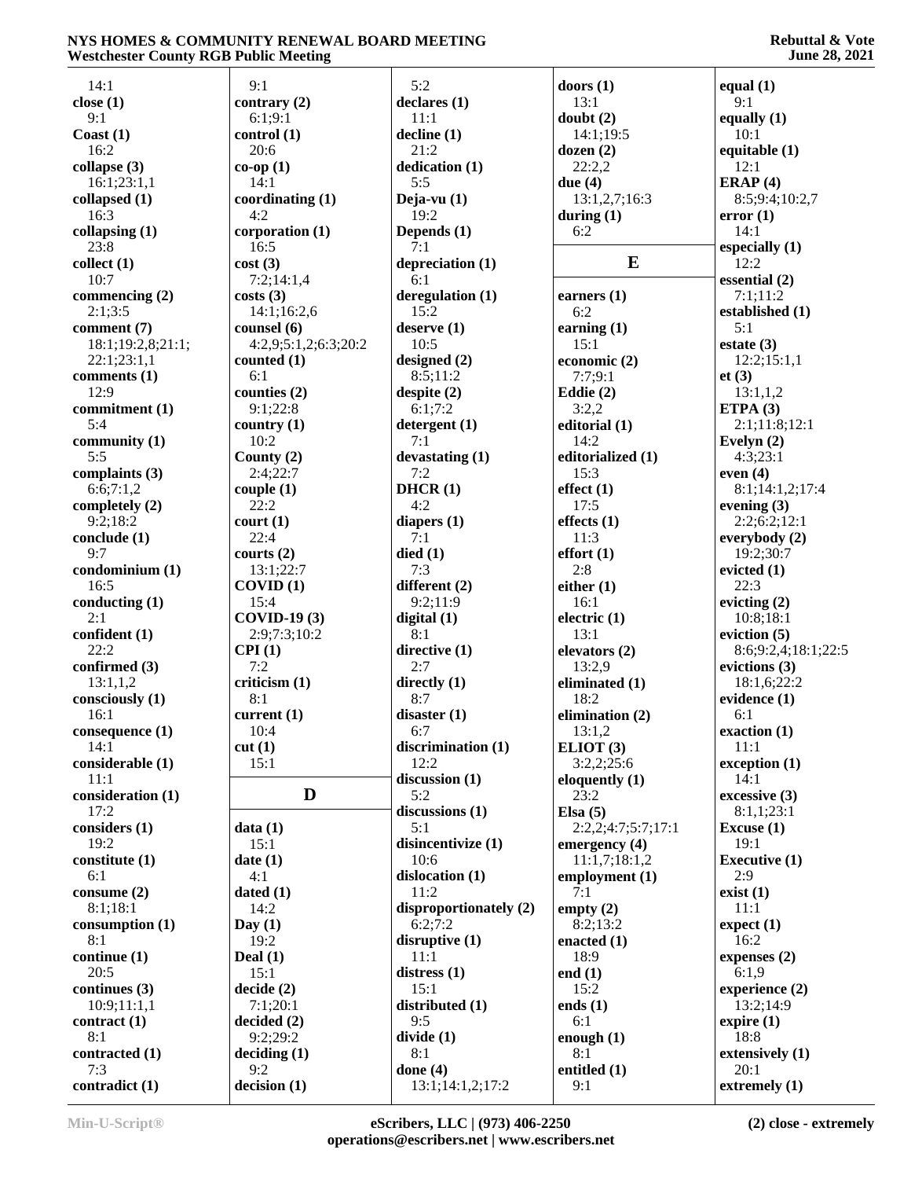14:1
**close (1)**
9:1
**Coast (1)**
16:2
**collapse (3)**
16:1;23:1,1
**collapsed (1)**
16:3
**collapsing (1)**
23:8
**collect (1)**
10:7
**commencing (2)**
2:1;3:5
**comment (7)**
18:1;19:2,8;21:1;
22:1;23:1,1
**comments (1)**
12:9
**commitment (1)**
5:4
**community (1)**
5:5
**complaints (3)**
6:6;7:1,2
**completely (2)**
9:2;18:2
**conclude (1)**
9:7
**condominium (1)**
16:5
**conducting (1)**
2:1
**confident (1)**
22:2
**confirmed (3)**
13:1,1,2
**consciously (1)**
16:1
**consequence (1)**
14:1
**considerable (1)**
11:1
**consideration (1)**
17:2
**considers (1)**
19:2
**constitute (1)**
6:1
**consume (2)**
8:1;18:1
**consumption (1)**
8:1
**continue (1)**
20:5
**continues (3)**
10:9;11:1,1
**contract (1)**
8:1
**contracted (1)**
7:3
**contradict (1)**
9:1
**contrary (2)**
6:1;9:1
**control (1)**
20:6
**co-op (1)**
14:1
**coordinating (1)**
4:2
**corporation (1)**
16:5
**cost (3)**
7:2;14:1,4
**costs (3)**
14:1;16:2,6
**counsel (6)**
4:2,9;5:1,2;6:3;20:2
**counted (1)**
6:1
**counties (2)**
9:1;22:8
**country (1)**
10:2
**County (2)**
2:4;22:7
**couple (1)**
22:2
**court (1)**
22:4
**courts (2)**
13:1;22:7
**COVID (1)**
15:4
**COVID-19 (3)**
2:9;7:3;10:2
**CPI (1)**
7:2
**criticism (1)**
8:1
**current (1)**
10:4
**cut (1)**
15:1

## D

**data (1)**
15:1
**date (1)**
4:1
**dated (1)**
14:2
**Day (1)**
19:2
**Deal (1)**
15:1
**decide (2)**
7:1;20:1
**decided (2)**
9:2;29:2
**deciding (1)**
9:2
**decision (1)**
5:2
**declares (1)**
11:1
**decline (1)**
21:2
**dedication (1)**
5:5
**Deja-vu (1)**
19:2
**Depends (1)**
7:1
**depreciation (1)**
6:1
**deregulation (1)**
15:2
**deserve (1)**
10:5
**designed (2)**
8:5;11:2
**despite (2)**
6:1;7:2
**detergent (1)**
7:1
**devastating (1)**
7:2
**DHCR (1)**
4:2
**diapers (1)**
7:1
**died (1)**
7:3
**different (2)**
9:2;11:9
**digital (1)**
8:1
**directive (1)**
2:7
**directly (1)**
8:7
**disaster (1)**
6:7
**discrimination (1)**
12:2
**discussion (1)**
5:2
**discussions (1)**
5:1
**disincentivize (1)**
10:6
**dislocation (1)**
11:2
**disproportionately (2)**
6:2;7:2
**disruptive (1)**
11:1
**distress (1)**
15:1
**distributed (1)**
9:5
**divide (1)**
8:1
**done (4)**
13:1;14:1,2;17:2
**doors (1)**
13:1
**doubt (2)**
14:1;19:5
**dozen (2)**
22:2,2
**due (4)**
13:1,2,7;16:3
**during (1)**
6:2

## E

**earners (1)**
6:2
**earning (1)**
15:1
**economic (2)**
7:7;9:1
**Eddie (2)**
3:2,2
**editorial (1)**
14:2
**editorialized (1)**
15:3
**effect (1)**
17:5
**effects (1)**
11:3
**effort (1)**
2:8
**either (1)**
16:1
**electric (1)**
13:1
**elevators (2)**
13:2,9
**eliminated (1)**
18:2
**elimination (2)**
13:1,2
**ELIOT (3)**
3:2,2;25:6
**eloquently (1)**
23:2
**Elsa (5)**
2:2,2;4:7;5:7;17:1
**emergency (4)**
11:1,7;18:1,2
**employment (1)**
7:1
**empty (2)**
8:2;13:2
**enacted (1)**
18:9
**end (1)**
15:2
**ends (1)**
6:1
**enough (1)**
8:1
**entitled (1)**
9:1
**equal (1)**
9:1
**equally (1)**
10:1
**equitable (1)**
12:1
**ERAP (4)**
8:5;9:4;10:2,7
**error (1)**
14:1
**especially (1)**
12:2
**essential (2)**
7:1;11:2
**established (1)**
5:1
**estate (3)**
12:2;15:1,1
**et (3)**
13:1,1,2
**ETPA (3)**
2:1;11:8;12:1
**Evelyn (2)**
4:3;23:1
**even (4)**
8:1;14:1,2;17:4
**evening (3)**
2:2;6:2;12:1
**everybody (2)**
19:2;30:7
**evicted (1)**
22:3
**evicting (2)**
10:8;18:1
**eviction (5)**
8:6;9:2,4;18:1;22:5
**evictions (3)**
18:1,6;22:2
**evidence (1)**
6:1
**exaction (1)**
11:1
**exception (1)**
14:1
**excessive (3)**
8:1,1;23:1
**Excuse (1)**
19:1
**Executive (1)**
2:9
**exist (1)**
11:1
**expect (1)**
16:2
**expenses (2)**
6:1,9
**experience (2)**
13:2;14:9
**expire (1)**
18:8
**extensively (1)**
20:1
**extremely (1)**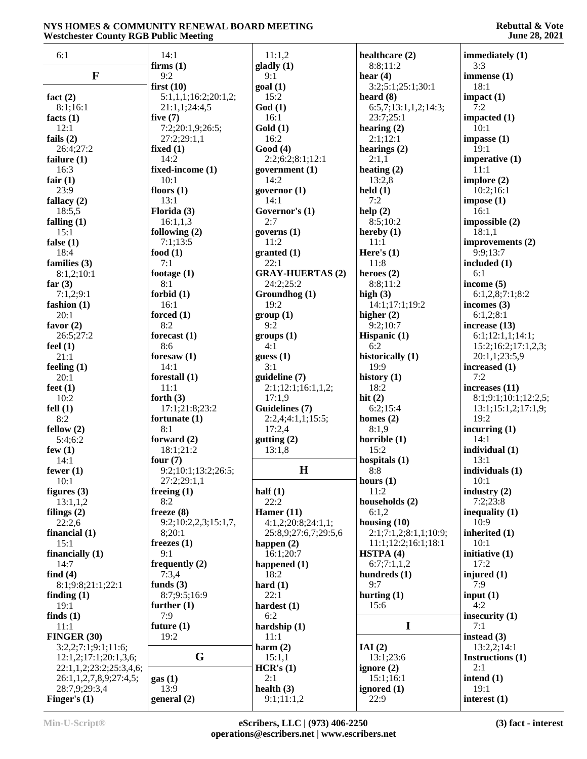6:1

**F**

**fact (2)**
8:1;16:1
**facts (1)**
12:1
**fails (2)**
26:4;27:2
**failure (1)**
16:3
**fair (1)**
23:9
**fallacy (2)**
18:5,5
**falling (1)**
15:1
**false (1)**
18:4
**families (3)**
8:1,2;10:1
**far (3)**
7:1,2;9:1
**fashion (1)**
20:1
**favor (2)**
26:5;27:2
**feel (1)**
21:1
**feeling (1)**
20:1
**feet (1)**
10:2
**fell (1)**
8:2
**fellow (2)**
5:4;6:2
**few (1)**
14:1
**fewer (1)**
10:1
**figures (3)**
13:1,1,2
**filings (2)**
22:2,6
**financial (1)**
15:1
**financially (1)**
14:7
**find (4)**
8:1;9:8;21:1;22:1
**finding (1)**
19:1
**finds (1)**
11:1
**FINGER (30)**
3:2,2;7:1;9:1;11:6;
12:1,2;17:1;20:1,3,6;
22:1,1,2;23:2;25:3,4,6;
26:1,1,2,7,8,9;27:4,5;
28:7,9;29:3,4
**Finger's (1)**
14:1
**firms (1)**
9:2
**first (10)**
5:1,1,1;16:2;20:1,2;
21:1,1;24:4,5
**five (7)**
7:2;20:1,9;26:5;
27:2;29:1,1
**fixed (1)**
14:2
**fixed-income (1)**
10:1
**floors (1)**
13:1
**Florida (3)**
16:1,1,3
**following (2)**
7:1;13:5
**food (1)**
7:1
**footage (1)**
8:1
**forbid (1)**
16:1
**forced (1)**
8:2
**forecast (1)**
8:6
**foresaw (1)**
14:1
**forestall (1)**
11:1
**forth (3)**
17:1;21:8;23:2
**fortunate (1)**
8:1
**forward (2)**
18:1;21:2
**four (7)**
9:2;10:1;13:2;26:5;
27:2;29:1,1
**freeing (1)**
8:2
**freeze (8)**
9:2;10:2,2,3;15:1,7,
8;20:1
**freezes (1)**
9:1
**frequently (2)**
7:3,4
**funds (3)**
8:7;9:5;16:9
**further (1)**
7:9
**future (1)**
19:2

**G**

**gas (1)**
13:9
**general (2)**
11:1,2
**gladly (1)**
9:1
**goal (1)**
15:2
**God (1)**
16:1
**Gold (1)**
16:2
**Good (4)**
2:2;6:2;8:1;12:1
**government (1)**
14:2
**governor (1)**
14:1
**Governor's (1)**
2:7
**governs (1)**
11:2
**granted (1)**
22:1
**GRAY-HUERTAS (2)**
24:2;25:2
**Groundhog (1)**
19:2
**group (1)**
9:2
**groups (1)**
4:1
**guess (1)**
3:1
**guideline (7)**
2:1;12:1;16:1,1,2;
17:1,9
**Guidelines (7)**
2:2,4;4:1,1;15:5;
17:2,4
**gutting (2)**
13:1,8

**H**

**half (1)**
22:2
**Hamer (11)**
4:1,2;20:8;24:1,1;
25:8,9;27:6,7;29:5,6
**happen (2)**
16:1;20:7
**happened (1)**
18:2
**hard (1)**
22:1
**hardest (1)**
6:2
**hardship (1)**
11:1
**harm (2)**
15:1,1
**HCR's (1)**
2:1
**health (3)**
9:1;11:1,2
**healthcare (2)**
8:8;11:2
**hear (4)**
3:2;5:1;25:1;30:1
**heard (8)**
6:5,7;13:1,1,2;14:3;
23:7;25:1
**hearing (2)**
2:1;12:1
**hearings (2)**
2:1,1
**heating (2)**
13:2,8
**held (1)**
7:2
**help (2)**
8:5;10:2
**hereby (1)**
11:1
**Here's (1)**
11:8
**heroes (2)**
8:8;11:2
**high (3)**
14:1;17:1;19:2
**higher (2)**
9:2;10:7
**Hispanic (1)**
6:2
**historically (1)**
19:9
**history (1)**
18:2
**hit (2)**
6:2;15:4
**homes (2)**
8:1,9
**horrible (1)**
15:2
**hospitals (1)**
8:8
**hours (1)**
11:2
**households (2)**
6:1,2
**housing (10)**
2:1;7:1,2;8:1,1;10:9;
11:1;12:2;16:1;18:1
**HSTPA (4)**
6:7;7:1,1,2
**hundreds (1)**
9:7
**hurting (1)**
15:6

**I**

**IAI (2)**
13:1;23:6
**ignore (2)**
15:1;16:1
**ignored (1)**
22:9
**immediately (1)**
3:3
**immense (1)**
18:1
**impact (1)**
7:2
**impacted (1)**
10:1
**impasse (1)**
19:1
**imperative (1)**
11:1
**implore (2)**
10:2;16:1
**impose (1)**
16:1
**impossible (2)**
18:1,1
**improvements (2)**
9:9;13:7
**included (1)**
6:1
**income (5)**
6:1,2,8;7:1;8:2
**incomes (3)**
6:1,2;8:1
**increase (13)**
6:1;12:1,1;14:1;
15:2;16:2;17:1,2,3;
20:1,1;23:5,9
**increased (1)**
7:2
**increases (11)**
8:1;9:1;10:1;12:2,5;
13:1;15:1,2;17:1,9;
19:2
**incurring (1)**
14:1
**individual (1)**
13:1
**individuals (1)**
10:1
**industry (2)**
7:2;23:8
**inequality (1)**
10:9
**inherited (1)**
10:1
**initiative (1)**
17:2
**injured (1)**
7:9
**input (1)**
4:2
**insecurity (1)**
7:1
**instead (3)**
13:2,2;14:1
**Instructions (1)**
2:1
**intend (1)**
19:1
**interest (1)**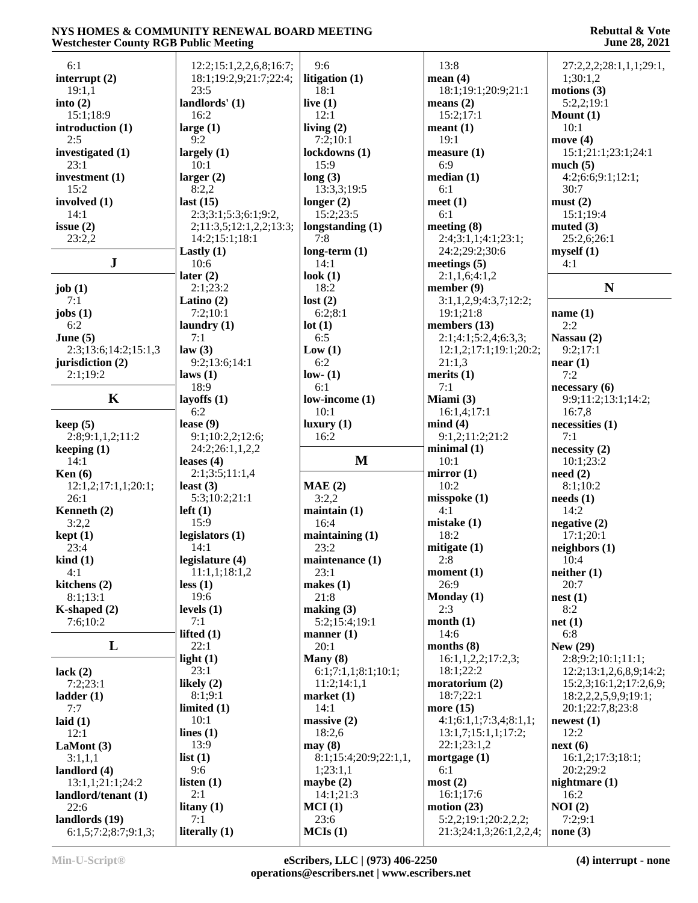6:1
**interrupt (2)**
19:1,1
**into (2)**
15:1;18:9
**introduction (1)**
2:5
**investigated (1)**
23:1
**investment (1)**
15:2
**involved (1)**
14:1
**issue (2)**
23:2,2

## J

**job (1)**
7:1
**jobs (1)**
6:2
**June (5)**
2:3;13:6;14:2;15:1,3
**jurisdiction (2)**
2:1;19:2

## K

**keep (5)**
2:8;9:1,1,2;11:2
**keeping (1)**
14:1
**Ken (6)**
12:1,2;17:1,1;20:1;
26:1
**Kenneth (2)**
3:2,2
**kept (1)**
23:4
**kind (1)**
4:1
**kitchens (2)**
8:1;13:1
**K-shaped (2)**
7:6;10:2

## L

**lack (2)**
7:2;23:1
**ladder (1)**
7:7
**laid (1)**
12:1
**LaMont (3)**
3:1,1,1
**landlord (4)**
13:1,1;21:1;24:2
**landlord/tenant (1)**
22:6
**landlords (19)**
6:1,5;7:2;8:7;9:1,3;
12:2;15:1,2,2,6,8;16:7;
18:1;19:2,9;21:7;22:4;
23:5
**landlords' (1)**
16:2
**large (1)**
9:2
**largely (1)**
10:1
**larger (2)**
8:2,2
**last (15)**
2:3;3:1;5:3;6:1;9:2,
2;11:3,5;12:1,2,2;13:3;
14:2;15:1;18:1
**Lastly (1)**
10:6
**later (2)**
2:1;23:2
**Latino (2)**
7:2;10:1
**laundry (1)**
7:1
**law (3)**
9:2;13:6;14:1
**laws (1)**
18:9
**layoffs (1)**
6:2
**lease (9)**
9:1;10:2,2;12:6;
24:2;26:1,1,2,2
**leases (4)**
2:1;3:5;11:1,4
**least (3)**
5:3;10:2;21:1
**left (1)**
15:9
**legislators (1)**
14:1
**legislature (4)**
11:1,1;18:1,2
**less (1)**
19:6
**levels (1)**
7:1
**lifted (1)**
22:1
**light (1)**
23:1
**likely (2)**
8:1;9:1
**limited (1)**
10:1
**lines (1)**
13:9
**list (1)**
9:6
**listen (1)**
2:1
**litany (1)**
7:1
**literally (1)**
9:6
**litigation (1)**
18:1
**live (1)**
12:1
**living (2)**
7:2;10:1
**lockdowns (1)**
15:9
**long (3)**
13:3,3;19:5
**longer (2)**
15:2;23:5
**longstanding (1)**
7:8
**long-term (1)**
14:1
**look (1)**
18:2
**lost (2)**
6:2;8:1
**lot (1)**
6:5
**Low (1)**
6:2
**low- (1)**
6:1
**low-income (1)**
10:1
**luxury (1)**
16:2

## M

**MAE (2)**
3:2,2
**maintain (1)**
16:4
**maintaining (1)**
23:2
**maintenance (1)**
23:1
**makes (1)**
21:8
**making (3)**
5:2;15:4;19:1
**manner (1)**
20:1
**Many (8)**
6:1;7:1,1;8:1;10:1;
11:2;14:1,1
**market (1)**
14:1
**massive (2)**
18:2,6
**may (8)**
8:1;15:4;20:9;22:1,1,
1;23:1,1
**maybe (2)**
14:1;21:3
**MCI (1)**
23:6
**MCIs (1)**
13:8
**mean (4)**
18:1;19:1;20:9;21:1
**means (2)**
15:2;17:1
**meant (1)**
19:1
**measure (1)**
6:9
**median (1)**
6:1
**meet (1)**
6:1
**meeting (8)**
2:4;3:1,1;4:1;23:1;
24:2;29:2;30:6
**meetings (5)**
2:1,1,6;4:1,2
**member (9)**
3:1,1,2,9;4:3,7;12:2;
19:1;21:8
**members (13)**
2:1;4:1;5:2,4;6:3,3;
12:1,2;17:1;19:1;20:2;
21:1,3
**merits (1)**
7:1
**Miami (3)**
16:1,4;17:1
**mind (4)**
9:1,2;11:2;21:2
**minimal (1)**
10:1
**mirror (1)**
10:2
**misspoke (1)**
4:1
**mistake (1)**
18:2
**mitigate (1)**
2:8
**moment (1)**
26:9
**Monday (1)**
2:3
**month (1)**
14:6
**months (8)**
16:1,1,2,2;17:2,3;
18:1;22:2
**moratorium (2)**
18:7;22:1
**more (15)**
4:1;6:1,1;7:3,4;8:1,1;
13:1,7;15:1,1;17:2;
22:1;23:1,2
**mortgage (1)**
6:1
**most (2)**
16:1;17:6
**motion (23)**
5:2,2;19:1;20:2,2,2;
21:3;24:1,3;26:1,2,2,4;
27:2,2,2;28:1,1,1;29:1,
1;30:1,2
**motions (3)**
5:2,2;19:1
**Mount (1)**
10:1
**move (4)**
15:1;21:1;23:1;24:1
**much (5)**
4:2;6:6;9:1;12:1;
30:7
**must (2)**
15:1;19:4
**muted (3)**
25:2,6;26:1
**myself (1)**
4:1

## N

**name (1)**
2:2
**Nassau (2)**
9:2;17:1
**near (1)**
7:2
**necessary (6)**
9:9;11:2;13:1;14:2;
16:7,8
**necessities (1)**
7:1
**necessity (2)**
10:1;23:2
**need (2)**
8:1;10:2
**needs (1)**
14:2
**negative (2)**
17:1;20:1
**neighbors (1)**
10:4
**neither (1)**
20:7
**nest (1)**
8:2
**net (1)**
6:8
**New (29)**
2:8;9:2;10:1;11:1;
12:2;13:1,2,6,8,9;14:2;
15:2,3;16:1,2;17:2,6,9;
18:2,2,2,5,9,9;19:1;
20:1;22:7,8;23:8
**newest (1)**
12:2
**next (6)**
16:1,2;17:3;18:1;
20:2;29:2
**nightmare (1)**
16:2
**NOI (2)**
7:2;9:1
**none (3)**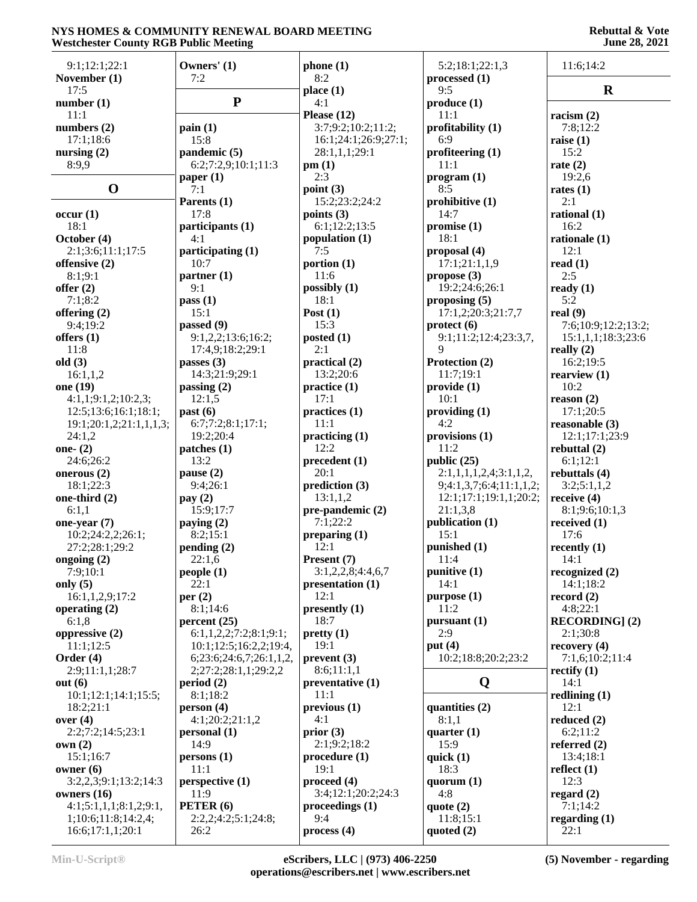9:1;12:1;22:1
**November (1)**
17:5
**number (1)**
11:1
**numbers (2)**
17:1;18:6
**nursing (2)**
8:9,9

## O

**occur (1)**
18:1
**October (4)**
2:1;3:6;11:1;17:5
**offensive (2)**
8:1;9:1
**offer (2)**
7:1;8:2
**offering (2)**
9:4;19:2
**offers (1)**
11:8
**old (3)**
16:1,1,2
**one (19)**
4:1,1;9:1,2;10:2,3;
12:5;13:6;16:1;18:1;
19:1;20:1,2;21:1,1,1,3;
24:1,2
**one- (2)**
24:6;26:2
**onerous (2)**
18:1;22:3
**one-third (2)**
6:1,1
**one-year (7)**
10:2;24:2,2;26:1;
27:2;28:1;29:2
**ongoing (2)**
7:9;10:1
**only (5)**
16:1,1,2,9;17:2
**operating (2)**
6:1,8
**oppressive (2)**
11:1;12:5
**Order (4)**
2:9;11:1,1;28:7
**out (6)**
10:1;12:1;14:1;15:5;
18:2;21:1
**over (4)**
2:2;7:2;14:5;23:1
**own (2)**
15:1;16:7
**owner (6)**
3:2,2,3;9:1;13:2;14:3
**owners (16)**
4:1;5:1,1,1;8:1,2;9:1,
1;10:6;11:8;14:2,4;
16:6;17:1,1;20:1

**Owners' (1)**
7:2

## P

**pain (1)**
15:8
**pandemic (5)**
6:2;7:2,9;10:1;11:3
**paper (1)**
7:1
**Parents (1)**
17:8
**participants (1)**
4:1
**participating (1)**
10:7
**partner (1)**
9:1
**pass (1)**
15:1
**passed (9)**
9:1,2,2;13:6;16:2;
17:4,9;18:2;29:1
**passes (3)**
14:3;21:9;29:1
**passing (2)**
12:1,5
**past (6)**
6:7;7:2;8:1;17:1;
19:2;20:4
**patches (1)**
13:2
**pause (2)**
9:4;26:1
**pay (2)**
15:9;17:7
**paying (2)**
8:2;15:1
**pending (2)**
22:1,6
**people (1)**
22:1
**per (2)**
8:1;14:6
**percent (25)**
6:1,1,2,2;7:2;8:1;9:1;
10:1;12:5;16:2,2;19:4,
6;23:6;24:6,7;26:1,1,2,
2;27:2;28:1,2;29:2,2
**period (2)**
8:1;18:2
**person (4)**
4:1;20:2;21:1,2
**personal (1)**
14:9
**persons (1)**
11:1
**perspective (1)**
11:9
**PETER (6)**
2:2,2;4:2;5:1;24:8;
26:2

**phone (1)**
8:2
**place (1)**
4:1
**Please (12)**
3:7;9:2;10:2;11:2;
16:1;24:1;26:9;27:1;
28:1,1,1;29:1
**pm (1)**
2:3
**point (3)**
15:2;23:2;24:2
**points (3)**
6:1;12:2;13:5
**population (1)**
7:5
**portion (1)**
11:6
**possibly (1)**
18:1
**Post (1)**
15:3
**posted (1)**
2:1
**practical (2)**
13:2;20:6
**practice (1)**
17:1
**practices (1)**
11:1
**practicing (1)**
12:2
**precedent (1)**
20:1
**prediction (3)**
13:1,1,2
**pre-pandemic (2)**
7:1;22:2
**preparing (1)**
12:1
**Present (7)**
3:1,2,2,8;4:4,6,7
**presentation (1)**
12:1
**presently (1)**
18:7
**pretty (1)**
19:1
**prevent (3)**
8:6;11:1,1
**preventative (1)**
11:1
**previous (1)**
4:1
**prior (3)**
2:1;9:2;18:2
**procedure (1)**
19:1
**proceed (4)**
3:4;12:1;20:2;24:3
**proceedings (1)**
9:4
**process (4)**

5:2;18:1;22:1,3
**processed (1)**
9:5
**produce (1)**
11:1
**profitability (1)**
6:9
**profiteering (1)**
11:1
**program (1)**
8:5
**prohibitive (1)**
14:7
**promise (1)**
18:1
**proposal (4)**
17:1;21:1,1,9
**propose (3)**
19:2;24:6;26:1
**proposing (5)**
17:1,2;20:3;21:7,7
**protect (6)**
9:1;11:2;12:4;23:3,7,
9
**Protection (2)**
11:7;19:1
**provide (1)**
10:1
**providing (1)**
4:2
**provisions (1)**
11:2
**public (25)**
2:1,1,1,2,4;3:1,1,2,
9;4:1,3,7;6:4;11:1,1,2;
12:1;17:1;19:1,1;20:2;
21:1,3,8
**publication (1)**
15:1
**punished (1)**
11:4
**punitive (1)**
14:1
**purpose (1)**
11:2
**pursuant (1)**
2:9
**put (4)**
10:2;18:8;20:2;23:2

## Q

**quantities (2)**
8:1,1
**quarter (1)**
15:9
**quick (1)**
18:3
**quorum (1)**
4:8
**quote (2)**
11:8;15:1
**quoted (2)**

11:6;14:2

## R

**racism (2)**
7:8;12:2
**raise (1)**
15:2
**rate (2)**
19:2,6
**rates (1)**
2:1
**rational (1)**
16:2
**rationale (1)**
12:1
**read (1)**
2:5
**ready (1)**
5:2
**real (9)**
7:6;10:9;12:2;13:2;
15:1,1,1;18:3;23:6
**really (2)**
16:2;19:5
**rearview (1)**
10:2
**reason (2)**
17:1;20:5
**reasonable (3)**
12:1;17:1;23:9
**rebuttal (2)**
6:1;12:1
**rebuttals (4)**
3:2;5:1,1,2
**receive (4)**
8:1;9:6;10:1,3
**received (1)**
17:6
**recently (1)**
14:1
**recognized (2)**
14:1;18:2
**record (2)**
4:8;22:1
**RECORDING] (2)**
2:1;30:8
**recovery (4)**
7:1,6;10:2;11:4
**rectify (1)**
14:1
**redlining (1)**
12:1
**reduced (2)**
6:2;11:2
**referred (2)**
13:4;18:1
**reflect (1)**
12:3
**regard (2)**
7:1;14:2
**regarding (1)**
22:1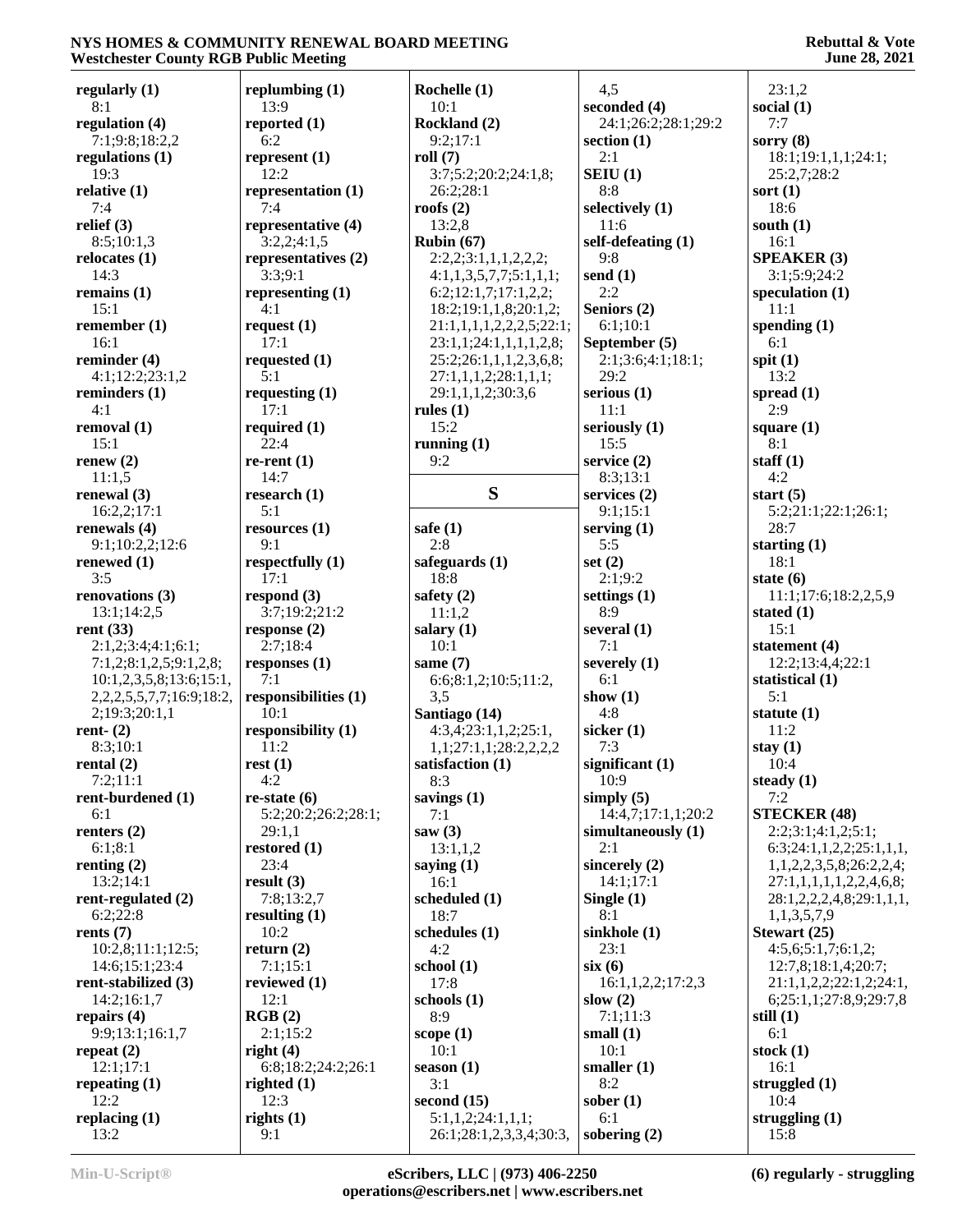**regularly (1)**
8:1
**regulation (4)**
7:1;9:8;18:2,2
**regulations (1)**
19:3
**relative (1)**
7:4
**relief (3)**
8:5;10:1,3
**relocates (1)**
14:3
**remains (1)**
15:1
**remember (1)**
16:1
**reminder (4)**
4:1;12:2;23:1,2
**reminders (1)**
4:1
**removal (1)**
15:1
**renew (2)**
11:1,5
**renewal (3)**
16:2,2;17:1
**renewals (4)**
9:1;10:2,2;12:6
**renewed (1)**
3:5
**renovations (3)**
13:1;14:2,5
**rent (33)**
2:1,2;3:4;4:1;6:1;
7:1,2;8:1,2,5;9:1,2,8;
10:1,2,3,5,8;13:6;15:1,
2,2,2,5,5,7,7;16:9;18:2,
2;19:3;20:1,1
**rent- (2)**
8:3;10:1
**rental (2)**
7:2;11:1
**rent-burdened (1)**
6:1
**renters (2)**
6:1;8:1
**renting (2)**
13:2;14:1
**rent-regulated (2)**
6:2;22:8
**rents (7)**
10:2,8;11:1;12:5;
14:6;15:1;23:4
**rent-stabilized (3)**
14:2;16:1,7
**repairs (4)**
9:9;13:1;16:1,7
**repeat (2)**
12:1;17:1
**repeating (1)**
12:2
**replacing (1)**
13:2

**replumbing (1)**
13:9
**reported (1)**
6:2
**represent (1)**
12:2
**representation (1)**
7:4
**representative (4)**
3:2,2;4:1,5
**representatives (2)**
3:3;9:1
**representing (1)**
4:1
**request (1)**
17:1
**requested (1)**
5:1
**requesting (1)**
17:1
**required (1)**
22:4
**re-rent (1)**
14:7
**research (1)**
5:1
**resources (1)**
9:1
**respectfully (1)**
17:1
**respond (3)**
3:7;19:2;21:2
**response (2)**
2:7;18:4
**responses (1)**
7:1
**responsibilities (1)**
10:1
**responsibility (1)**
11:2
**rest (1)**
4:2
**re-state (6)**
5:2;20:2;26:2;28:1;
29:1,1
**restored (1)**
23:4
**result (3)**
7:8;13:2,7
**resulting (1)**
10:2
**return (2)**
7:1;15:1
**reviewed (1)**
12:1
**RGB (2)**
2:1;15:2
**right (4)**
6:8;18:2;24:2;26:1
**righted (1)**
12:3
**rights (1)**
9:1

**Rochelle (1)**
10:1
**Rockland (2)**
9:2;17:1
**roll (7)**
3:7;5:2;20:2;24:1,8;
26:2;28:1
**roofs (2)**
13:2,8
**Rubin (67)**
2:2,2;3:1,1,1,2,2,2;
4:1,1,3,5,7,7;5:1,1,1;
6:2;12:1,7;17:1,2,2;
18:2;19:1,1,8;20:1,2;
21:1,1,1,1,2,2,2,5;22:1;
23:1,1;24:1,1,1,1,2,8;
25:2;26:1,1,1,2,3,6,8;
27:1,1,1,2;28:1,1,1;
29:1,1,1,2;30:3,6
**rules (1)**
15:2
**running (1)**
9:2

## S

**safe (1)**
2:8
**safeguards (1)**
18:8
**safety (2)**
11:1,2
**salary (1)**
10:1
**same (7)**
6:6;8:1,2;10:5;11:2,
3,5
**Santiago (14)**
4:3,4;23:1,1,2;25:1,
1,1;27:1,1;28:2,2,2,2
**satisfaction (1)**
8:3
**savings (1)**
7:1
**saw (3)**
13:1,1,2
**saying (1)**
16:1
**scheduled (1)**
18:7
**schedules (1)**
4:2
**school (1)**
17:8
**schools (1)**
8:9
**scope (1)**
10:1
**season (1)**
3:1
**second (15)**
5:1,1,2;24:1,1,1;
26:1;28:1,2,3,3,4;30:3,

4,5
**seconded (4)**
24:1;26:2;28:1;29:2
**section (1)**
2:1
**SEIU (1)**
8:8
**selectively (1)**
11:6
**self-defeating (1)**
9:8
**send (1)**
2:2
**Seniors (2)**
6:1;10:1
**September (5)**
2:1;3:6;4:1;18:1;
29:2
**serious (1)**
11:1
**seriously (1)**
15:5
**service (2)**
8:3;13:1
**services (2)**
9:1;15:1
**serving (1)**
5:5
**set (2)**
2:1;9:2
**settings (1)**
8:9
**several (1)**
7:1
**severely (1)**
6:1
**show (1)**
4:8
**sicker (1)**
7:3
**significant (1)**
10:9
**simply (5)**
14:4,7;17:1,1;20:2
**simultaneously (1)**
2:1
**sincerely (2)**
14:1;17:1
**Single (1)**
8:1
**sinkhole (1)**
23:1
**six (6)**
16:1,1,2,2;17:2,3
**slow (2)**
7:1;11:3
**small (1)**
10:1
**smaller (1)**
8:2
**sober (1)**
6:1
**sobering (2)**

23:1,2
**social (1)**
7:7
**sorry (8)**
18:1;19:1,1,1;24:1;
25:2,7;28:2
**sort (1)**
18:6
**south (1)**
16:1
**SPEAKER (3)**
3:1;5:9;24:2
**speculation (1)**
11:1
**spending (1)**
6:1
**spit (1)**
13:2
**spread (1)**
2:9
**square (1)**
8:1
**staff (1)**
4:2
**start (5)**
5:2;21:1;22:1;26:1;
28:7
**starting (1)**
18:1
**state (6)**
11:1;17:6;18:2,2,5,9
**stated (1)**
15:1
**statement (4)**
12:2;13:4,4;22:1
**statistical (1)**
5:1
**statute (1)**
11:2
**stay (1)**
10:4
**steady (1)**
7:2
**STECKER (48)**
2:2;3:1;4:1,2;5:1;
6:3;24:1,1,2,2;25:1,1,1,
1,1,2,2,3,5,8;26:2,2,4;
27:1,1,1,1,1,2,2,4,6,8;
28:1,2,2,2,4,8;29:1,1,1,
1,1,3,5,7,9
**Stewart (25)**
4:5,6;5:1,7;6:1,2;
12:7,8;18:1,4;20:7;
21:1,1,2,2;22:1,2;24:1,
6;25:1,1;27:8,9;29:7,8
**still (1)**
6:1
**stock (1)**
16:1
**struggled (1)**
10:4
**struggling (1)**
15:8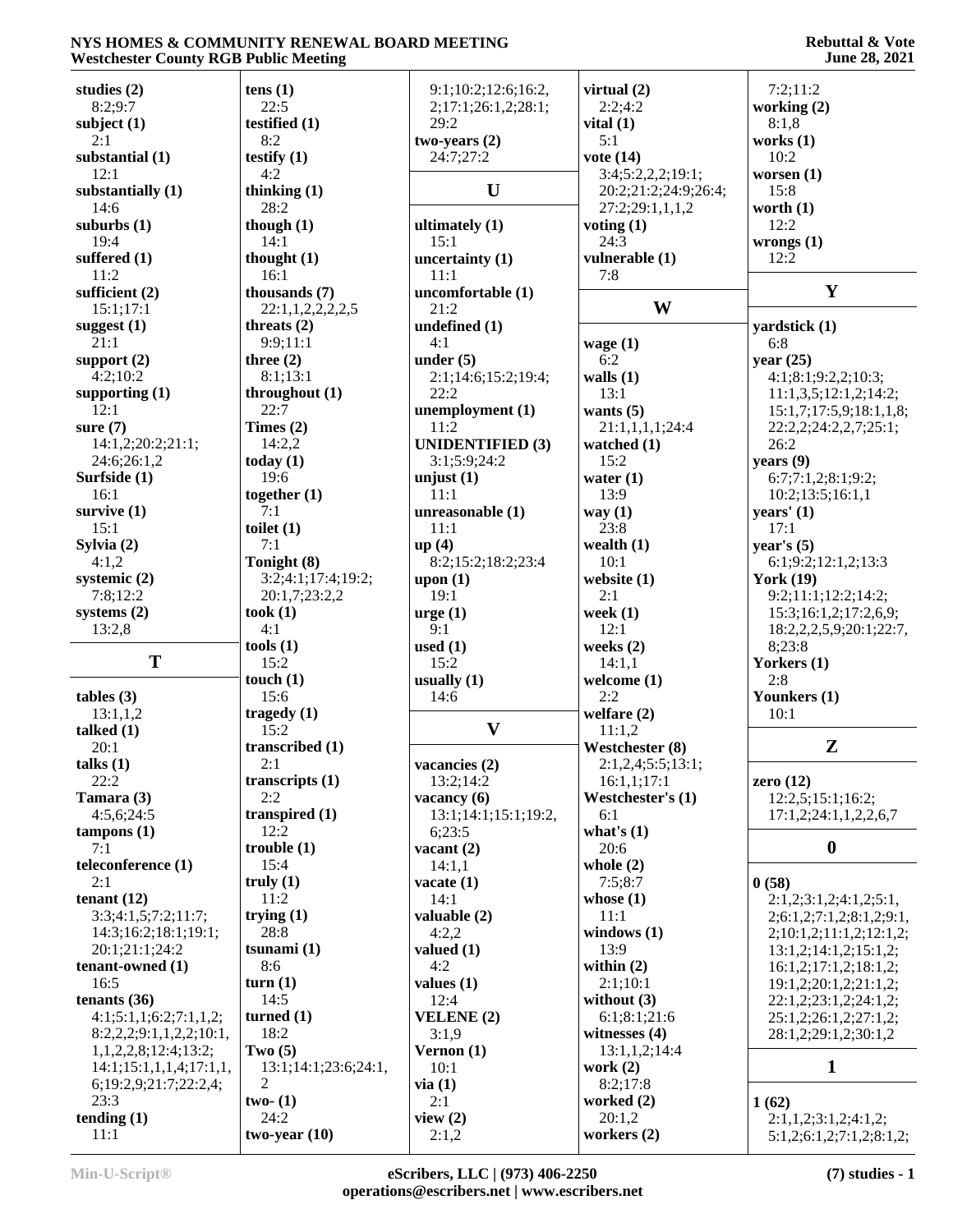**studies (2)**
8:2;9:7
**subject (1)**
2:1
**substantial (1)**
12:1
**substantially (1)**
14:6
**suburbs (1)**
19:4
**suffered (1)**
11:2
**sufficient (2)**
15:1;17:1
**suggest (1)**
21:1
**support (2)**
4:2;10:2
**supporting (1)**
12:1
**sure (7)**
14:1,2;20:2;21:1;
24:6;26:1,2
**Surfside (1)**
16:1
**survive (1)**
15:1
**Sylvia (2)**
4:1,2
**systemic (2)**
7:8;12:2
**systems (2)**
13:2,8

## T

**tables (3)**
13:1,1,2
**talked (1)**
20:1
**talks (1)**
22:2
**Tamara (3)**
4:5,6;24:5
**tampons (1)**
7:1
**teleconference (1)**
2:1
**tenant (12)**
3:3;4:1,5;7:2;11:7;
14:3;16:2;18:1;19:1;
20:1;21:1;24:2
**tenant-owned (1)**
16:5
**tenants (36)**
4:1;5:1,1;6:2;7:1,1,2;
8:2,2,2;9:1,1,2,2;10:1,
1,1,2,2,8;12:4;13:2;
14:1;15:1,1,1,4;17:1,1,
6;19:2,9;21:7;22:2,4;
23:3
**tending (1)**
11:1
**tens (1)**
22:5
**testified (1)**
8:2
**testify (1)**
4:2
**thinking (1)**
28:2
**though (1)**
14:1
**thought (1)**
16:1
**thousands (7)**
22:1,1,2,2,2,2,5
**threats (2)**
9:9;11:1
**three (2)**
8:1;13:1
**throughout (1)**
22:7
**Times (2)**
14:2,2
**today (1)**
19:6
**together (1)**
7:1
**toilet (1)**
7:1
**Tonight (8)**
3:2;4:1;17:4;19:2;
20:1,7;23:2,2
**took (1)**
4:1
**tools (1)**
15:2
**touch (1)**
15:6
**tragedy (1)**
15:2
**transcribed (1)**
2:1
**transcripts (1)**
2:2
**transpired (1)**
12:2
**trouble (1)**
15:4
**truly (1)**
11:2
**trying (1)**
28:8
**tsunami (1)**
8:6
**turn (1)**
14:5
**turned (1)**
18:2
**Two (5)**
13:1;14:1;23:6;24:1,
2
**two- (1)**
24:2
**two-year (10)**
9:1;10:2;12:6;16:2,
2;17:1;26:1,2;28:1;
29:2
**two-years (2)**
24:7;27:2

## U

**ultimately (1)**
15:1
**uncertainty (1)**
11:1
**uncomfortable (1)**
21:2
**undefined (1)**
4:1
**under (5)**
2:1;14:6;15:2;19:4;
22:2
**unemployment (1)**
11:2
**UNIDENTIFIED (3)**
3:1;5:9;24:2
**unjust (1)**
11:1
**unreasonable (1)**
11:1
**up (4)**
8:2;15:2;18:2;23:4
**upon (1)**
19:1
**urge (1)**
9:1
**used (1)**
15:2
**usually (1)**
14:6

## V

**vacancies (2)**
13:2;14:2
**vacancy (6)**
13:1;14:1;15:1;19:2,
6;23:5
**vacant (2)**
14:1,1
**vacate (1)**
14:1
**valuable (2)**
4:2,2
**valued (1)**
4:2
**values (1)**
12:4
**VELENE (2)**
3:1,9
**Vernon (1)**
10:1
**via (1)**
2:1
**view (2)**
2:1,2
**virtual (2)**
2:2;4:2
**vital (1)**
5:1
**vote (14)**
3:4;5:2,2,2;19:1;
20:2;21:2;24:9;26:4;
27:2;29:1,1,1,2
**voting (1)**
24:3
**vulnerable (1)**
7:8

## W

**wage (1)**
6:2
**walls (1)**
13:1
**wants (5)**
21:1,1,1,1;24:4
**watched (1)**
15:2
**water (1)**
13:9
**way (1)**
23:8
**wealth (1)**
10:1
**website (1)**
2:1
**week (1)**
12:1
**weeks (2)**
14:1,1
**welcome (1)**
2:2
**welfare (2)**
11:1,2
**Westchester (8)**
2:1,2,4;5:5;13:1;
16:1,1;17:1
**Westchester's (1)**
6:1
**what's (1)**
20:6
**whole (2)**
7:5;8:7
**whose (1)**
11:1
**windows (1)**
13:9
**within (2)**
2:1;10:1
**without (3)**
6:1;8:1;21:6
**witnesses (4)**
13:1,1,2;14:4
**work (2)**
8:2;17:8
**worked (2)**
20:1,2
**workers (2)**
7:2;11:2
**working (2)**
8:1,8
**works (1)**
10:2
**worsen (1)**
15:8
**worth (1)**
12:2
**wrongs (1)**
12:2

## Y

**yardstick (1)**
6:8
**year (25)**
4:1;8:1;9:2,2;10:3;
11:1,3,5;12:1,2;14:2;
15:1,7;17:5,9;18:1,1,8;
22:2,2;24:2,2,7;25:1;
26:2
**years (9)**
6:7;7:1,2;8:1;9:2;
10:2;13:5;16:1,1
**years' (1)**
17:1
**year's (5)**
6:1;9:2;12:1,2;13:3
**York (19)**
9:2;11:1;12:2;14:2;
15:3;16:1,2;17:2,6,9;
18:2,2,2,5,9;20:1;22:7,
8;23:8
**Yorkers (1)**
2:8
**Younkers (1)**
10:1

## Z

**zero (12)**
12:2,5;15:1;16:2;
17:1,2;24:1,1,2,2,6,7

## 0

**0 (58)**
2:1,2;3:1,2;4:1,2;5:1,
2;6:1,2;7:1,2;8:1,2;9:1,
2;10:1,2;11:1,2;12:1,2;
13:1,2;14:1,2;15:1,2;
16:1,2;17:1,2;18:1,2;
19:1,2;20:1,2;21:1,2;
22:1,2;23:1,2;24:1,2;
25:1,2;26:1,2;27:1,2;
28:1,2;29:1,2;30:1,2

## 1

**1 (62)**
2:1,1,2;3:1,2;4:1,2;
5:1,2;6:1,2;7:1,2;8:1,2;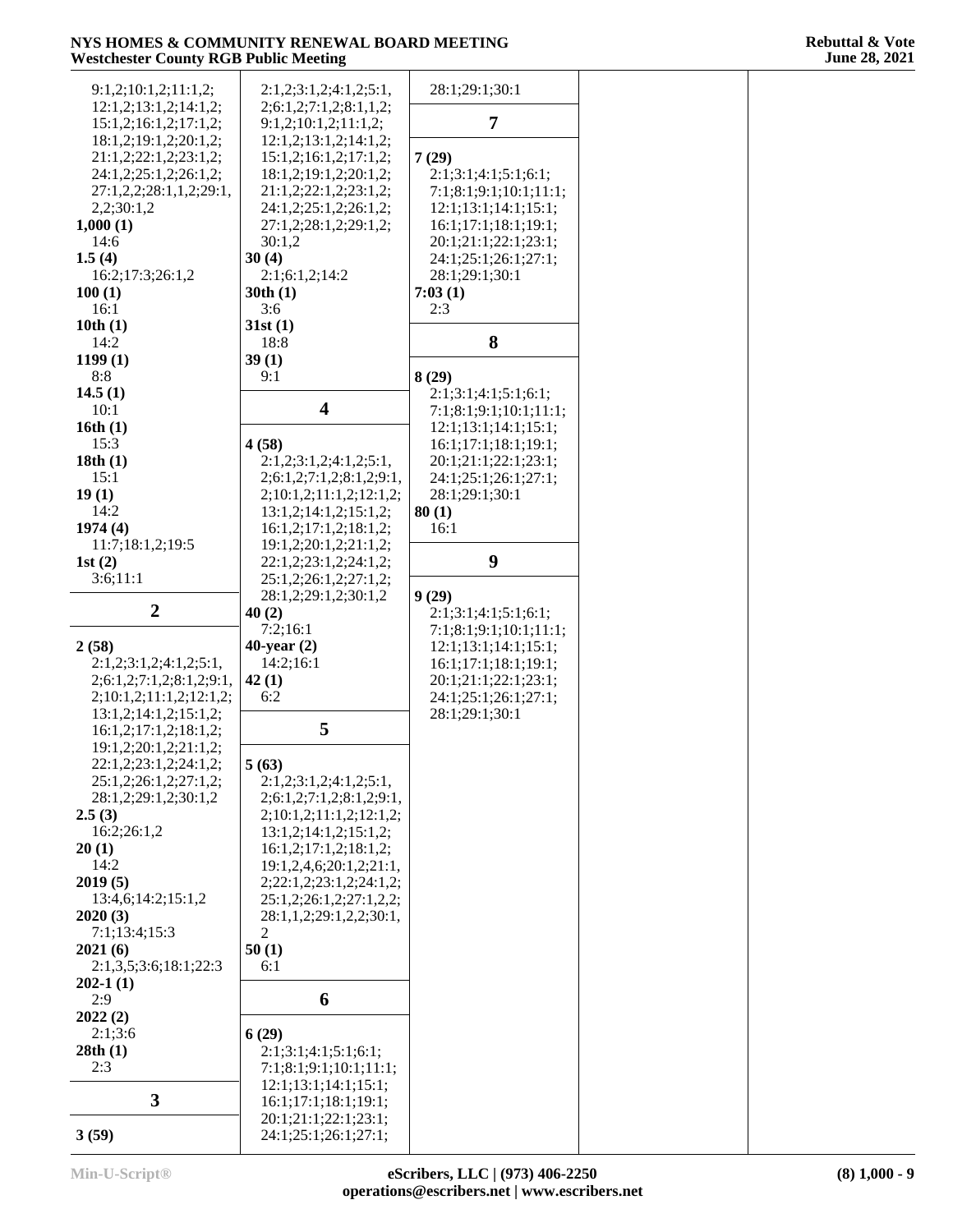9:1,2;10:1,2;11:1,2;12:1,2;13:1,2;14:1,2;15:1,2;16:1,2;17:1,2;18:1,2;19:1,2;20:1,2;21:1,2;22:1,2;23:1,2;24:1,2;25:1,2;26:1,2;27:1,2,2;28:1,1,2,29:1,2,2;30:1,2

**1,000 (1)**
14:6

**1.5 (4)**
16:2;17:3;26:1,2

**100 (1)**
16:1

**10th (1)**
14:2

**1199 (1)**
8:8

**14.5 (1)**
10:1

**16th (1)**
15:3

**18th (1)**
15:1

**19 (1)**
14:2

**1974 (4)**
11:7;18:1,2;19:5

**1st (2)**
3:6;11:1

## 2

**2 (58)**
2:1,2;3:1,2;4:1,2;5:1,2;6:1,2;7:1,2;8:1,2;9:1,2;10:1,2;11:1,2;12:1,2;13:1,2;14:1,2;15:1,2;16:1,2;17:1,2;18:1,2;19:1,2;20:1,2;21:1,2;22:1,2;23:1,2;24:1,2;25:1,2;26:1,2;27:1,2;28:1,2;29:1,2;30:1,2

**2.5 (3)**
16:2;26:1,2

**20 (1)**
14:2

**2019 (5)**
13:4,6;14:2;15:1,2

**2020 (3)**
7:1;13:4;15:3

**2021 (6)**
2:1,3,5;3:6;18:1;22:3

**202-1 (1)**
2:9

**2022 (2)**
2:1;3:6

**28th (1)**
2:3

## 3

**3 (59)**
2:1,2;3:1,2;4:1,2;5:1,2;6:1,2;7:1,2;8:1,1,2;9:1,2;10:1,2;11:1,2;12:1,2;13:1,2;14:1,2;15:1,2;16:1,2;17:1,2;18:1,2;19:1,2;20:1,2;21:1,2;22:1,2;23:1,2;24:1,2;25:1,2;26:1,2;27:1,2;28:1,2;29:1,2;30:1,2

**30 (4)**
2:1;6:1,2;14:2

**30th (1)**
3:6

**31st (1)**
18:8

**39 (1)**
9:1

## 4

**4 (58)**
2:1,2;3:1,2;4:1,2;5:1,2;6:1,2;7:1,2;8:1,2;9:1,2;10:1,2;11:1,2;12:1,2;13:1,2;14:1,2;15:1,2;16:1,2;17:1,2;18:1,2;19:1,2;20:1,2;21:1,2;22:1,2;23:1,2;24:1,2;25:1,2;26:1,2;27:1,2;28:1,2;29:1,2;30:1,2

**40 (2)**
7:2;16:1

**40-year (2)**
14:2;16:1

**42 (1)**
6:2

## 5

**5 (63)**
2:1,2;3:1,2;4:1,2;5:1,2;6:1,2;7:1,2;8:1,2;9:1,2;10:1,2;11:1,2;12:1,2;13:1,2;14:1,2;15:1,2;16:1,2;17:1,2;18:1,2;19:1,2,4,6;20:1,2;21:1,2;22:1,2;23:1,2;24:1,2;25:1,2;26:1,2;27:1,2,2;28:1,1,2;29:1,2,2;30:1,2

**50 (1)**
6:1

## 6

**6 (29)**
2:1;3:1;4:1;5:1;6:1;7:1;8:1;9:1;10:1;11:1;12:1;13:1;14:1;15:1;16:1;17:1;18:1;19:1;20:1;21:1;22:1;23:1;24:1;25:1;26:1;27:1;28:1;29:1;30:1

## 7

**7 (29)**
2:1;3:1;4:1;5:1;6:1;7:1;8:1;9:1;10:1;11:1;12:1;13:1;14:1;15:1;16:1;17:1;18:1;19:1;20:1;21:1;22:1;23:1;24:1;25:1;26:1;27:1;28:1;29:1;30:1

**7:03 (1)**
2:3

## 8

**8 (29)**
2:1;3:1;4:1;5:1;6:1;7:1;8:1;9:1;10:1;11:1;12:1;13:1;14:1;15:1;16:1;17:1;18:1;19:1;20:1;21:1;22:1;23:1;24:1;25:1;26:1;27:1;28:1;29:1;30:1

**80 (1)**
16:1

## 9

**9 (29)**
2:1;3:1;4:1;5:1;6:1;7:1;8:1;9:1;10:1;11:1;12:1;13:1;14:1;15:1;16:1;17:1;18:1;19:1;20:1;21:1;22:1;23:1;24:1;25:1;26:1;27:1;28:1;29:1;30:1